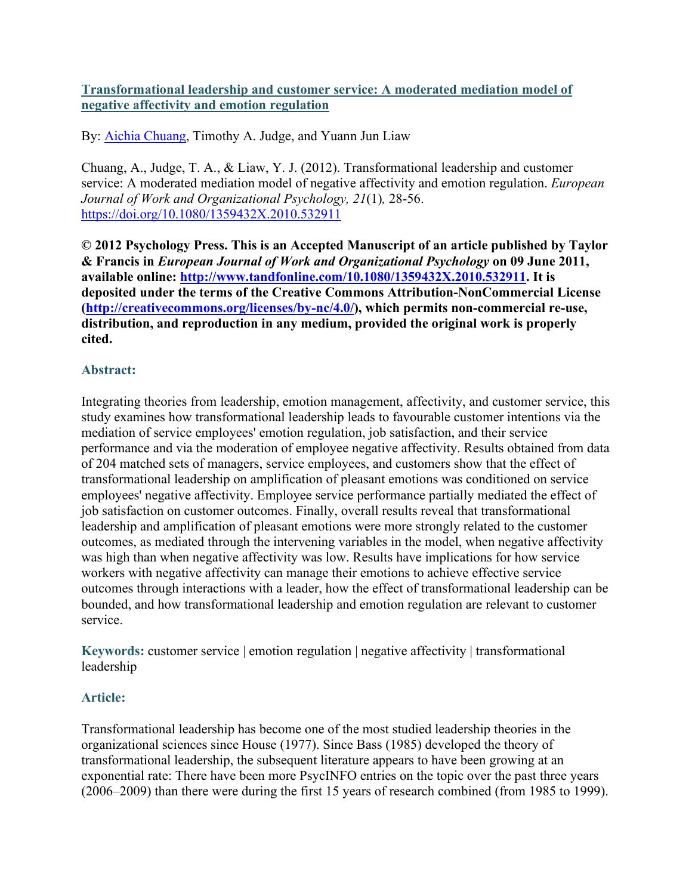# [Transformational leadership and customer service: A moderated mediation model of negative affectivity and emotion regulation](https://doi.org/10.1080/1359432X.2010.532911)

By: [Aichia Chuang](https://libres.uncg.edu/ir/uncg/clist.aspx?id=), Timothy A. Judge, and Yuann Jun Liaw

Chuang, A., Judge, T. A., & Liaw, Y. J. (2012). Transformational leadership and customer service: A moderated mediation model of negative affectivity and emotion regulation. *European Journal of Work and Organizational Psychology, 21*(1)*,* 28-56. [https://doi.org/10.1080/1359432X.2010.532911](https://doi.org/10.1080/1359432X.2010.532911)

**© 2012 Psychology Press. This is an Accepted Manuscript of an article published by Taylor & Francis in *European Journal of Work and Organizational Psychology* on 09 June 2011, available online: [http://www.tandfonline.com/10.1080/1359432X.2010.532911](http://www.tandfonline.com/10.1080/1359432X.2010.532911). It is deposited under the terms of the Creative Commons Attribution-NonCommercial License ([http://creativecommons.org/licenses/by-nc/4.0/](http://creativecommons.org/licenses/by-nc/4.0/)), which permits non-commercial re-use, distribution, and reproduction in any medium, provided the original work is properly cited.**

## Abstract:

Integrating theories from leadership, emotion management, affectivity, and customer service, this study examines how transformational leadership leads to favourable customer intentions via the mediation of service employees' emotion regulation, job satisfaction, and their service performance and via the moderation of employee negative affectivity. Results obtained from data of 204 matched sets of managers, service employees, and customers show that the effect of transformational leadership on amplification of pleasant emotions was conditioned on service employees' negative affectivity. Employee service performance partially mediated the effect of job satisfaction on customer outcomes. Finally, overall results reveal that transformational leadership and amplification of pleasant emotions were more strongly related to the customer outcomes, as mediated through the intervening variables in the model, when negative affectivity was high than when negative affectivity was low. Results have implications for how service workers with negative affectivity can manage their emotions to achieve effective service outcomes through interactions with a leader, how the effect of transformational leadership can be bounded, and how transformational leadership and emotion regulation are relevant to customer service.

**Keywords:** customer service | emotion regulation | negative affectivity | transformational leadership

## Article:

Transformational leadership has become one of the most studied leadership theories in the organizational sciences since House (1977). Since Bass (1985) developed the theory of transformational leadership, the subsequent literature appears to have been growing at an exponential rate: There have been more PsycINFO entries on the topic over the past three years (2006–2009) than there were during the first 15 years of research combined (from 1985 to 1999).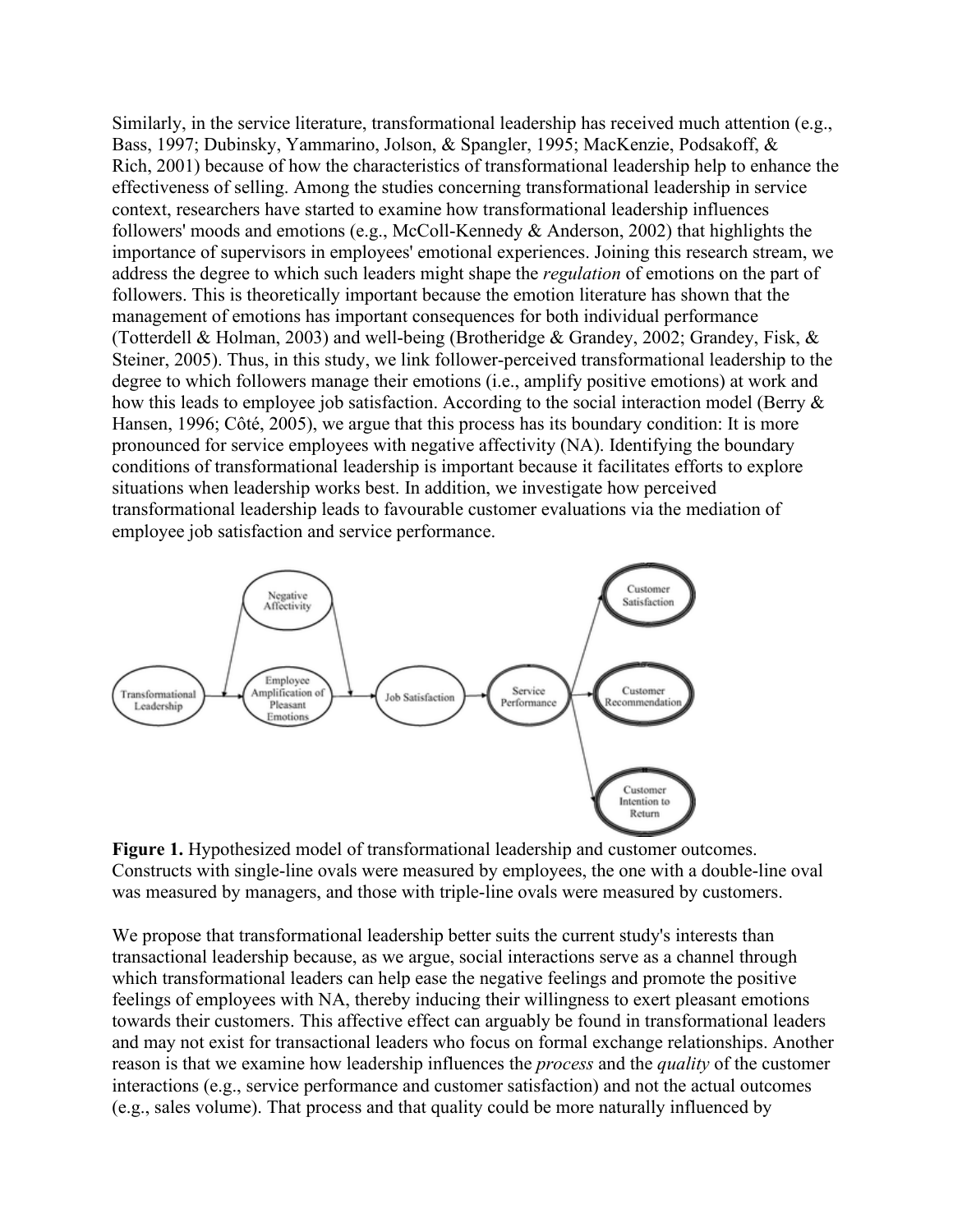Similarly, in the service literature, transformational leadership has received much attention (e.g., Bass, 1997; Dubinsky, Yammarino, Jolson, & Spangler, 1995; MacKenzie, Podsakoff, & Rich, 2001) because of how the characteristics of transformational leadership help to enhance the effectiveness of selling. Among the studies concerning transformational leadership in service context, researchers have started to examine how transformational leadership influences followers' moods and emotions (e.g., McColl-Kennedy & Anderson, 2002) that highlights the importance of supervisors in employees' emotional experiences. Joining this research stream, we address the degree to which such leaders might shape the *regulation* of emotions on the part of followers. This is theoretically important because the emotion literature has shown that the management of emotions has important consequences for both individual performance (Totterdell & Holman, 2003) and well-being (Brotheridge & Grandey, 2002; Grandey, Fisk, & Steiner, 2005). Thus, in this study, we link follower-perceived transformational leadership to the degree to which followers manage their emotions (i.e., amplify positive emotions) at work and how this leads to employee job satisfaction. According to the social interaction model (Berry & Hansen, 1996; Côté, 2005), we argue that this process has its boundary condition: It is more pronounced for service employees with negative affectivity (NA). Identifying the boundary conditions of transformational leadership is important because it facilitates efforts to explore situations when leadership works best. In addition, we investigate how perceived transformational leadership leads to favourable customer evaluations via the mediation of employee job satisfaction and service performance.

**Figure 1.** Hypothesized model of transformational leadership and customer outcomes. Constructs with single-line ovals were measured by employees, the one with a double-line oval was measured by managers, and those with triple-line ovals were measured by customers.

We propose that transformational leadership better suits the current study's interests than transactional leadership because, as we argue, social interactions serve as a channel through which transformational leaders can help ease the negative feelings and promote the positive feelings of employees with NA, thereby inducing their willingness to exert pleasant emotions towards their customers. This affective effect can arguably be found in transformational leaders and may not exist for transactional leaders who focus on formal exchange relationships. Another reason is that we examine how leadership influences the *process* and the *quality* of the customer interactions (e.g., service performance and customer satisfaction) and not the actual outcomes (e.g., sales volume). That process and that quality could be more naturally influenced by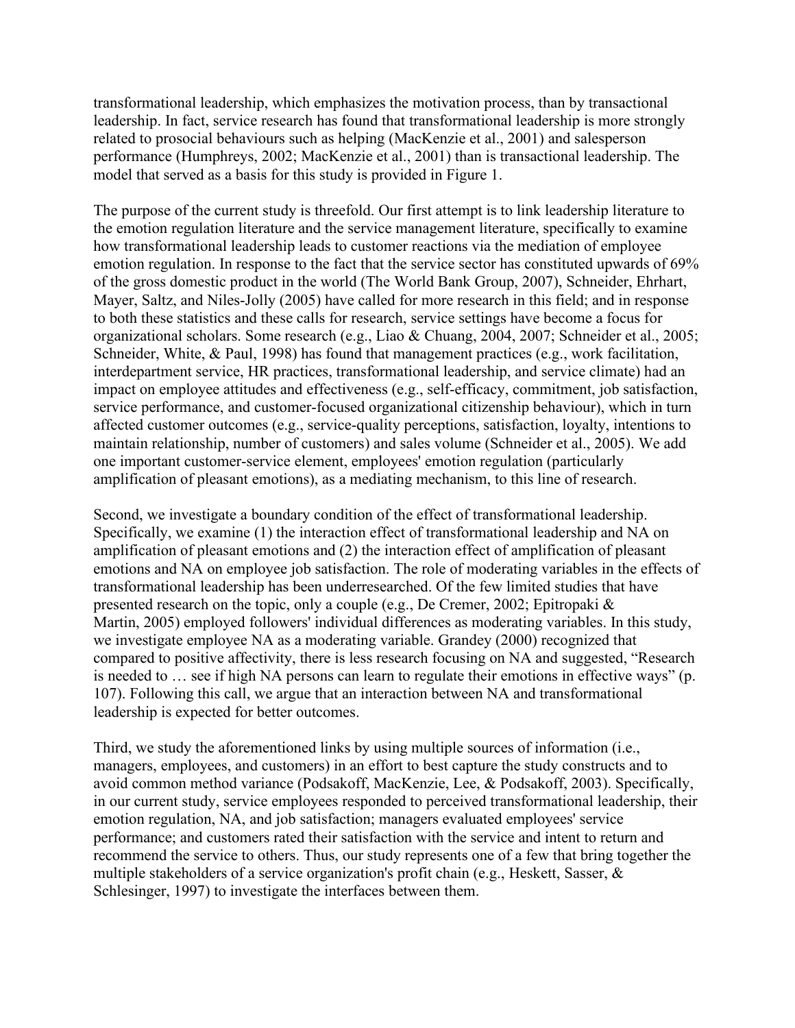transformational leadership, which emphasizes the motivation process, than by transactional leadership. In fact, service research has found that transformational leadership is more strongly related to prosocial behaviours such as helping (MacKenzie et al., 2001) and salesperson performance (Humphreys, 2002; MacKenzie et al., 2001) than is transactional leadership. The model that served as a basis for this study is provided in Figure 1.

The purpose of the current study is threefold. Our first attempt is to link leadership literature to the emotion regulation literature and the service management literature, specifically to examine how transformational leadership leads to customer reactions via the mediation of employee emotion regulation. In response to the fact that the service sector has constituted upwards of 69% of the gross domestic product in the world (The World Bank Group, 2007), Schneider, Ehrhart, Mayer, Saltz, and Niles-Jolly (2005) have called for more research in this field; and in response to both these statistics and these calls for research, service settings have become a focus for organizational scholars. Some research (e.g., Liao & Chuang, 2004, 2007; Schneider et al., 2005; Schneider, White, & Paul, 1998) has found that management practices (e.g., work facilitation, interdepartment service, HR practices, transformational leadership, and service climate) had an impact on employee attitudes and effectiveness (e.g., self-efficacy, commitment, job satisfaction, service performance, and customer-focused organizational citizenship behaviour), which in turn affected customer outcomes (e.g., service-quality perceptions, satisfaction, loyalty, intentions to maintain relationship, number of customers) and sales volume (Schneider et al., 2005). We add one important customer-service element, employees' emotion regulation (particularly amplification of pleasant emotions), as a mediating mechanism, to this line of research.

Second, we investigate a boundary condition of the effect of transformational leadership. Specifically, we examine (1) the interaction effect of transformational leadership and NA on amplification of pleasant emotions and (2) the interaction effect of amplification of pleasant emotions and NA on employee job satisfaction. The role of moderating variables in the effects of transformational leadership has been underresearched. Of the few limited studies that have presented research on the topic, only a couple (e.g., De Cremer, 2002; Epitropaki & Martin, 2005) employed followers' individual differences as moderating variables. In this study, we investigate employee NA as a moderating variable. Grandey (2000) recognized that compared to positive affectivity, there is less research focusing on NA and suggested, "Research is needed to … see if high NA persons can learn to regulate their emotions in effective ways" (p. 107). Following this call, we argue that an interaction between NA and transformational leadership is expected for better outcomes.

Third, we study the aforementioned links by using multiple sources of information (i.e., managers, employees, and customers) in an effort to best capture the study constructs and to avoid common method variance (Podsakoff, MacKenzie, Lee, & Podsakoff, 2003). Specifically, in our current study, service employees responded to perceived transformational leadership, their emotion regulation, NA, and job satisfaction; managers evaluated employees' service performance; and customers rated their satisfaction with the service and intent to return and recommend the service to others. Thus, our study represents one of a few that bring together the multiple stakeholders of a service organization's profit chain (e.g., Heskett, Sasser, & Schlesinger, 1997) to investigate the interfaces between them.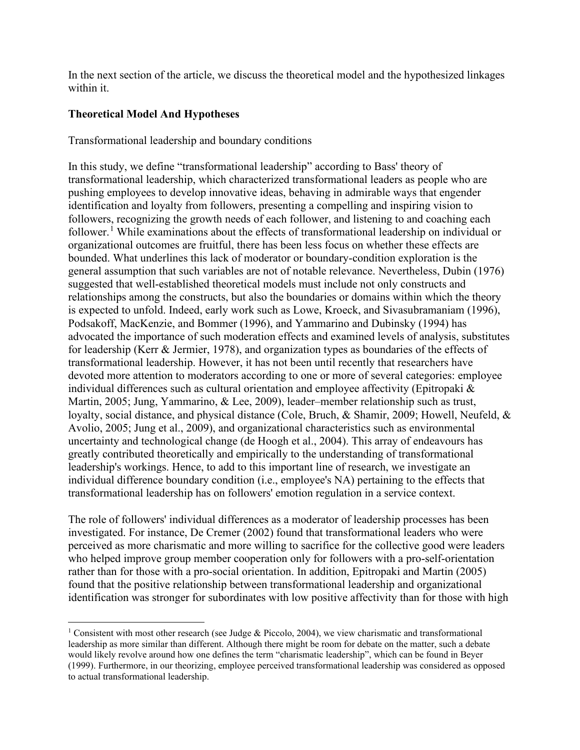In the next section of the article, we discuss the theoretical model and the hypothesized linkages within it.

## Theoretical Model And Hypotheses

### Transformational leadership and boundary conditions

In this study, we define "transformational leadership" according to Bass' theory of transformational leadership, which characterized transformational leaders as people who are pushing employees to develop innovative ideas, behaving in admirable ways that engender identification and loyalty from followers, presenting a compelling and inspiring vision to followers, recognizing the growth needs of each follower, and listening to and coaching each follower.[1] While examinations about the effects of transformational leadership on individual or organizational outcomes are fruitful, there has been less focus on whether these effects are bounded. What underlines this lack of moderator or boundary-condition exploration is the general assumption that such variables are not of notable relevance. Nevertheless, Dubin (1976) suggested that well-established theoretical models must include not only constructs and relationships among the constructs, but also the boundaries or domains within which the theory is expected to unfold. Indeed, early work such as Lowe, Kroeck, and Sivasubramaniam (1996), Podsakoff, MacKenzie, and Bommer (1996), and Yammarino and Dubinsky (1994) has advocated the importance of such moderation effects and examined levels of analysis, substitutes for leadership (Kerr & Jermier, 1978), and organization types as boundaries of the effects of transformational leadership. However, it has not been until recently that researchers have devoted more attention to moderators according to one or more of several categories: employee individual differences such as cultural orientation and employee affectivity (Epitropaki & Martin, 2005; Jung, Yammarino, & Lee, 2009), leader–member relationship such as trust, loyalty, social distance, and physical distance (Cole, Bruch, & Shamir, 2009; Howell, Neufeld, & Avolio, 2005; Jung et al., 2009), and organizational characteristics such as environmental uncertainty and technological change (de Hoogh et al., 2004). This array of endeavours has greatly contributed theoretically and empirically to the understanding of transformational leadership's workings. Hence, to add to this important line of research, we investigate an individual difference boundary condition (i.e., employee's NA) pertaining to the effects that transformational leadership has on followers' emotion regulation in a service context.

The role of followers' individual differences as a moderator of leadership processes has been investigated. For instance, De Cremer (2002) found that transformational leaders who were perceived as more charismatic and more willing to sacrifice for the collective good were leaders who helped improve group member cooperation only for followers with a pro-self-orientation rather than for those with a pro-social orientation. In addition, Epitropaki and Martin (2005) found that the positive relationship between transformational leadership and organizational identification was stronger for subordinates with low positive affectivity than for those with high

[1] Consistent with most other research (see Judge & Piccolo, 2004), we view charismatic and transformational leadership as more similar than different. Although there might be room for debate on the matter, such a debate would likely revolve around how one defines the term "charismatic leadership", which can be found in Beyer (1999). Furthermore, in our theorizing, employee perceived transformational leadership was considered as opposed to actual transformational leadership.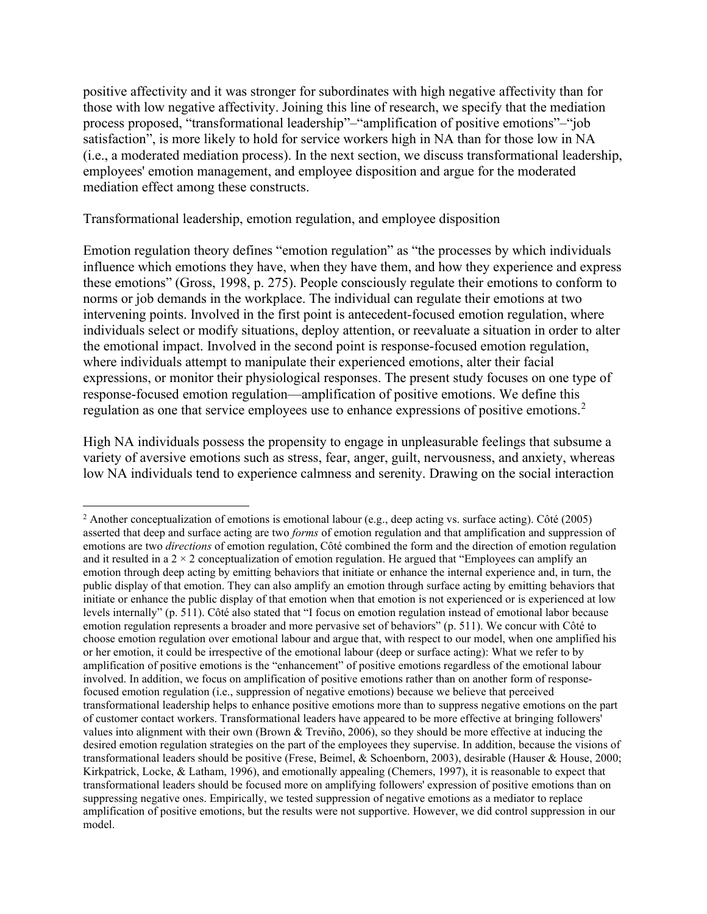positive affectivity and it was stronger for subordinates with high negative affectivity than for those with low negative affectivity. Joining this line of research, we specify that the mediation process proposed, "transformational leadership"–"amplification of positive emotions"–"job satisfaction", is more likely to hold for service workers high in NA than for those low in NA (i.e., a moderated mediation process). In the next section, we discuss transformational leadership, employees' emotion management, and employee disposition and argue for the moderated mediation effect among these constructs.

## Transformational leadership, emotion regulation, and employee disposition

Emotion regulation theory defines "emotion regulation" as "the processes by which individuals influence which emotions they have, when they have them, and how they experience and express these emotions" (Gross, 1998, p. 275). People consciously regulate their emotions to conform to norms or job demands in the workplace. The individual can regulate their emotions at two intervening points. Involved in the first point is antecedent-focused emotion regulation, where individuals select or modify situations, deploy attention, or reevaluate a situation in order to alter the emotional impact. Involved in the second point is response-focused emotion regulation, where individuals attempt to manipulate their experienced emotions, alter their facial expressions, or monitor their physiological responses. The present study focuses on one type of response-focused emotion regulation—amplification of positive emotions. We define this regulation as one that service employees use to enhance expressions of positive emotions.[2]

High NA individuals possess the propensity to engage in unpleasurable feelings that subsume a variety of aversive emotions such as stress, fear, anger, guilt, nervousness, and anxiety, whereas low NA individuals tend to experience calmness and serenity. Drawing on the social interaction

[2] Another conceptualization of emotions is emotional labour (e.g., deep acting vs. surface acting). Côté (2005) asserted that deep and surface acting are two *forms* of emotion regulation and that amplification and suppression of emotions are two *directions* of emotion regulation, Côté combined the form and the direction of emotion regulation and it resulted in a $2 \times 2$ conceptualization of emotion regulation. He argued that "Employees can amplify an emotion through deep acting by emitting behaviors that initiate or enhance the internal experience and, in turn, the public display of that emotion. They can also amplify an emotion through surface acting by emitting behaviors that initiate or enhance the public display of that emotion when that emotion is not experienced or is experienced at low levels internally" (p. 511). Côté also stated that "I focus on emotion regulation instead of emotional labor because emotion regulation represents a broader and more pervasive set of behaviors" (p. 511). We concur with Côté to choose emotion regulation over emotional labour and argue that, with respect to our model, when one amplified his or her emotion, it could be irrespective of the emotional labour (deep or surface acting): What we refer to by amplification of positive emotions is the "enhancement" of positive emotions regardless of the emotional labour involved. In addition, we focus on amplification of positive emotions rather than on another form of response-focused emotion regulation (i.e., suppression of negative emotions) because we believe that perceived transformational leadership helps to enhance positive emotions more than to suppress negative emotions on the part of customer contact workers. Transformational leaders have appeared to be more effective at bringing followers' values into alignment with their own (Brown & Treviño, 2006), so they should be more effective at inducing the desired emotion regulation strategies on the part of the employees they supervise. In addition, because the visions of transformational leaders should be positive (Frese, Beimel, & Schoenborn, 2003), desirable (Hauser & House, 2000; Kirkpatrick, Locke, & Latham, 1996), and emotionally appealing (Chemers, 1997), it is reasonable to expect that transformational leaders should be focused more on amplifying followers' expression of positive emotions than on suppressing negative ones. Empirically, we tested suppression of negative emotions as a mediator to replace amplification of positive emotions, but the results were not supportive. However, we did control suppression in our model.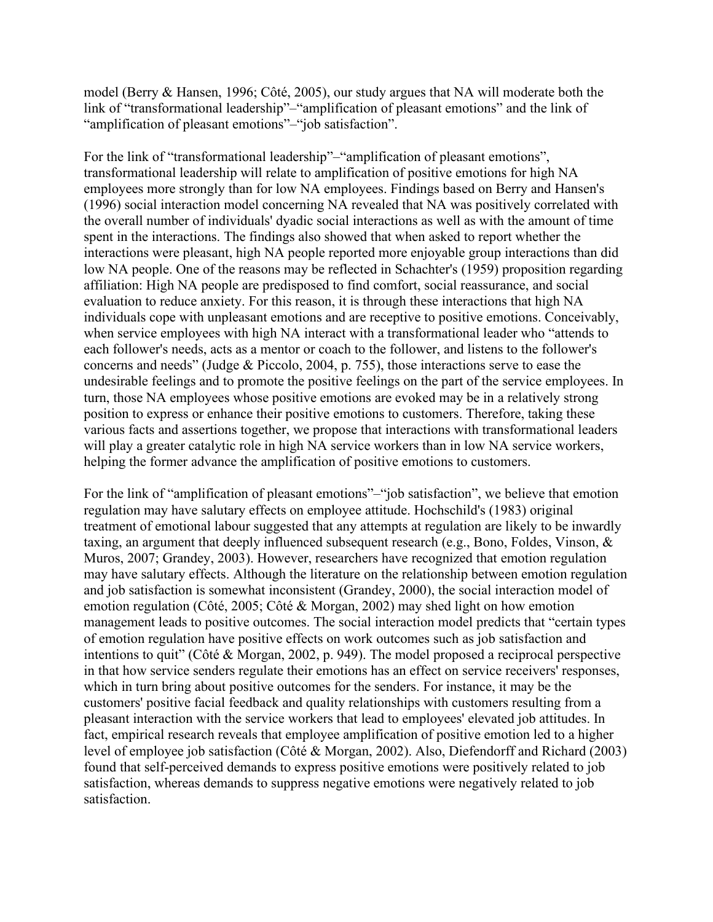model (Berry & Hansen, 1996; Côté, 2005), our study argues that NA will moderate both the link of "transformational leadership"–"amplification of pleasant emotions" and the link of "amplification of pleasant emotions"–"job satisfaction".

For the link of "transformational leadership"–"amplification of pleasant emotions", transformational leadership will relate to amplification of positive emotions for high NA employees more strongly than for low NA employees. Findings based on Berry and Hansen's (1996) social interaction model concerning NA revealed that NA was positively correlated with the overall number of individuals' dyadic social interactions as well as with the amount of time spent in the interactions. The findings also showed that when asked to report whether the interactions were pleasant, high NA people reported more enjoyable group interactions than did low NA people. One of the reasons may be reflected in Schachter's (1959) proposition regarding affiliation: High NA people are predisposed to find comfort, social reassurance, and social evaluation to reduce anxiety. For this reason, it is through these interactions that high NA individuals cope with unpleasant emotions and are receptive to positive emotions. Conceivably, when service employees with high NA interact with a transformational leader who "attends to each follower's needs, acts as a mentor or coach to the follower, and listens to the follower's concerns and needs" (Judge & Piccolo, 2004, p. 755), those interactions serve to ease the undesirable feelings and to promote the positive feelings on the part of the service employees. In turn, those NA employees whose positive emotions are evoked may be in a relatively strong position to express or enhance their positive emotions to customers. Therefore, taking these various facts and assertions together, we propose that interactions with transformational leaders will play a greater catalytic role in high NA service workers than in low NA service workers, helping the former advance the amplification of positive emotions to customers.

For the link of "amplification of pleasant emotions"–"job satisfaction", we believe that emotion regulation may have salutary effects on employee attitude. Hochschild's (1983) original treatment of emotional labour suggested that any attempts at regulation are likely to be inwardly taxing, an argument that deeply influenced subsequent research (e.g., Bono, Foldes, Vinson, & Muros, 2007; Grandey, 2003). However, researchers have recognized that emotion regulation may have salutary effects. Although the literature on the relationship between emotion regulation and job satisfaction is somewhat inconsistent (Grandey, 2000), the social interaction model of emotion regulation (Côté, 2005; Côté & Morgan, 2002) may shed light on how emotion management leads to positive outcomes. The social interaction model predicts that "certain types of emotion regulation have positive effects on work outcomes such as job satisfaction and intentions to quit" (Côté & Morgan, 2002, p. 949). The model proposed a reciprocal perspective in that how service senders regulate their emotions has an effect on service receivers' responses, which in turn bring about positive outcomes for the senders. For instance, it may be the customers' positive facial feedback and quality relationships with customers resulting from a pleasant interaction with the service workers that lead to employees' elevated job attitudes. In fact, empirical research reveals that employee amplification of positive emotion led to a higher level of employee job satisfaction (Côté & Morgan, 2002). Also, Diefendorff and Richard (2003) found that self-perceived demands to express positive emotions were positively related to job satisfaction, whereas demands to suppress negative emotions were negatively related to job satisfaction.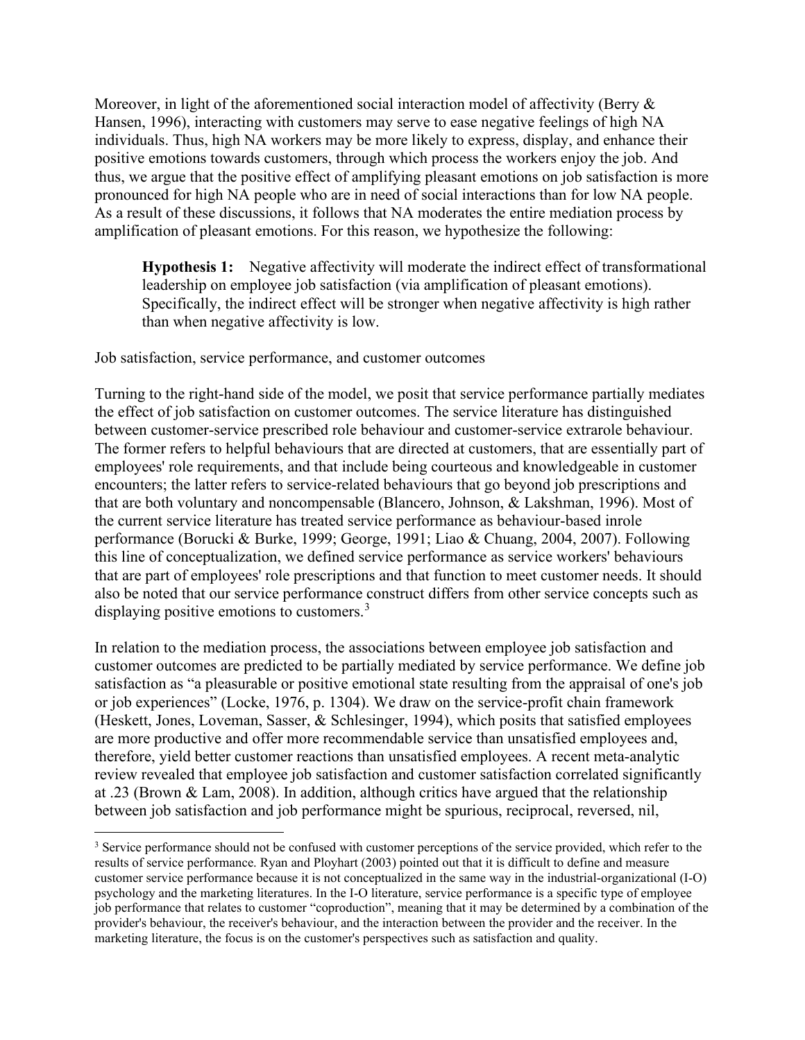Moreover, in light of the aforementioned social interaction model of affectivity (Berry & Hansen, 1996), interacting with customers may serve to ease negative feelings of high NA individuals. Thus, high NA workers may be more likely to express, display, and enhance their positive emotions towards customers, through which process the workers enjoy the job. And thus, we argue that the positive effect of amplifying pleasant emotions on job satisfaction is more pronounced for high NA people who are in need of social interactions than for low NA people. As a result of these discussions, it follows that NA moderates the entire mediation process by amplification of pleasant emotions. For this reason, we hypothesize the following:

> **Hypothesis 1:** Negative affectivity will moderate the indirect effect of transformational leadership on employee job satisfaction (via amplification of pleasant emotions). Specifically, the indirect effect will be stronger when negative affectivity is high rather than when negative affectivity is low.

Job satisfaction, service performance, and customer outcomes

Turning to the right-hand side of the model, we posit that service performance partially mediates the effect of job satisfaction on customer outcomes. The service literature has distinguished between customer-service prescribed role behaviour and customer-service extrarole behaviour. The former refers to helpful behaviours that are directed at customers, that are essentially part of employees' role requirements, and that include being courteous and knowledgeable in customer encounters; the latter refers to service-related behaviours that go beyond job prescriptions and that are both voluntary and noncompensable (Blancero, Johnson, & Lakshman, 1996). Most of the current service literature has treated service performance as behaviour-based inrole performance (Borucki & Burke, 1999; George, 1991; Liao & Chuang, 2004, 2007). Following this line of conceptualization, we defined service performance as service workers' behaviours that are part of employees' role prescriptions and that function to meet customer needs. It should also be noted that our service performance construct differs from other service concepts such as displaying positive emotions to customers.[3]

In relation to the mediation process, the associations between employee job satisfaction and customer outcomes are predicted to be partially mediated by service performance. We define job satisfaction as "a pleasurable or positive emotional state resulting from the appraisal of one's job or job experiences" (Locke, 1976, p. 1304). We draw on the service-profit chain framework (Heskett, Jones, Loveman, Sasser, & Schlesinger, 1994), which posits that satisfied employees are more productive and offer more recommendable service than unsatisfied employees and, therefore, yield better customer reactions than unsatisfied employees. A recent meta-analytic review revealed that employee job satisfaction and customer satisfaction correlated significantly at .23 (Brown & Lam, 2008). In addition, although critics have argued that the relationship between job satisfaction and job performance might be spurious, reciprocal, reversed, nil,

---

[3] Service performance should not be confused with customer perceptions of the service provided, which refer to the results of service performance. Ryan and Ployhart (2003) pointed out that it is difficult to define and measure customer service performance because it is not conceptualized in the same way in the industrial-organizational (I-O) psychology and the marketing literatures. In the I-O literature, service performance is a specific type of employee job performance that relates to customer "coproduction", meaning that it may be determined by a combination of the provider's behaviour, the receiver's behaviour, and the interaction between the provider and the receiver. In the marketing literature, the focus is on the customer's perspectives such as satisfaction and quality.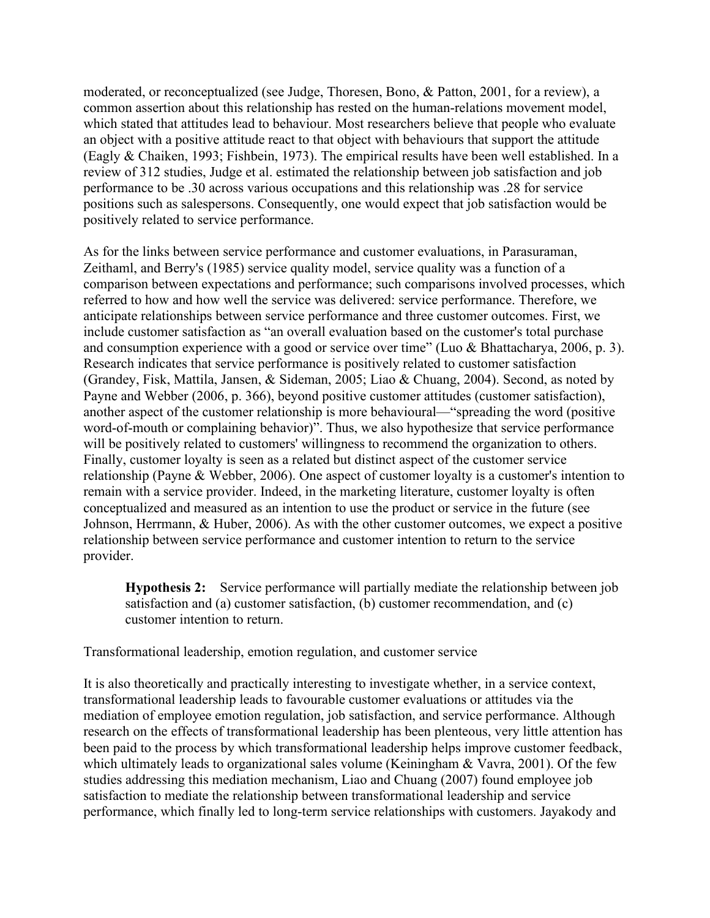moderated, or reconceptualized (see Judge, Thoresen, Bono, & Patton, 2001, for a review), a common assertion about this relationship has rested on the human-relations movement model, which stated that attitudes lead to behaviour. Most researchers believe that people who evaluate an object with a positive attitude react to that object with behaviours that support the attitude (Eagly & Chaiken, 1993; Fishbein, 1973). The empirical results have been well established. In a review of 312 studies, Judge et al. estimated the relationship between job satisfaction and job performance to be .30 across various occupations and this relationship was .28 for service positions such as salespersons. Consequently, one would expect that job satisfaction would be positively related to service performance.

As for the links between service performance and customer evaluations, in Parasuraman, Zeithaml, and Berry's (1985) service quality model, service quality was a function of a comparison between expectations and performance; such comparisons involved processes, which referred to how and how well the service was delivered: service performance. Therefore, we anticipate relationships between service performance and three customer outcomes. First, we include customer satisfaction as "an overall evaluation based on the customer's total purchase and consumption experience with a good or service over time" (Luo & Bhattacharya, 2006, p. 3). Research indicates that service performance is positively related to customer satisfaction (Grandey, Fisk, Mattila, Jansen, & Sideman, 2005; Liao & Chuang, 2004). Second, as noted by Payne and Webber (2006, p. 366), beyond positive customer attitudes (customer satisfaction), another aspect of the customer relationship is more behavioural—"spreading the word (positive word-of-mouth or complaining behavior)". Thus, we also hypothesize that service performance will be positively related to customers' willingness to recommend the organization to others. Finally, customer loyalty is seen as a related but distinct aspect of the customer service relationship (Payne & Webber, 2006). One aspect of customer loyalty is a customer's intention to remain with a service provider. Indeed, in the marketing literature, customer loyalty is often conceptualized and measured as an intention to use the product or service in the future (see Johnson, Herrmann, & Huber, 2006). As with the other customer outcomes, we expect a positive relationship between service performance and customer intention to return to the service provider.

> **Hypothesis 2:** Service performance will partially mediate the relationship between job satisfaction and (a) customer satisfaction, (b) customer recommendation, and (c) customer intention to return.

Transformational leadership, emotion regulation, and customer service

It is also theoretically and practically interesting to investigate whether, in a service context, transformational leadership leads to favourable customer evaluations or attitudes via the mediation of employee emotion regulation, job satisfaction, and service performance. Although research on the effects of transformational leadership has been plenteous, very little attention has been paid to the process by which transformational leadership helps improve customer feedback, which ultimately leads to organizational sales volume (Keiningham & Vavra, 2001). Of the few studies addressing this mediation mechanism, Liao and Chuang (2007) found employee job satisfaction to mediate the relationship between transformational leadership and service performance, which finally led to long-term service relationships with customers. Jayakody and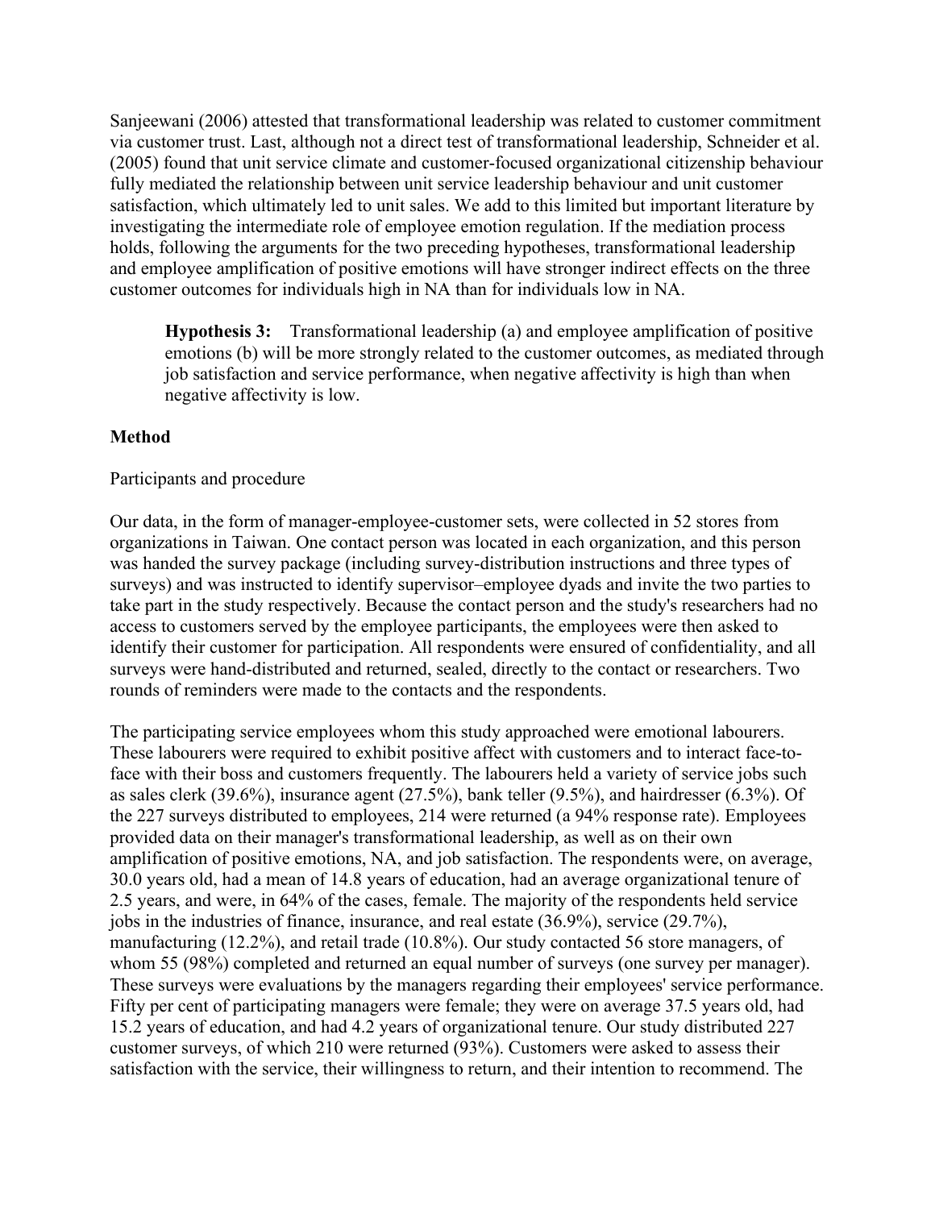Sanjeewani (2006) attested that transformational leadership was related to customer commitment via customer trust. Last, although not a direct test of transformational leadership, Schneider et al. (2005) found that unit service climate and customer-focused organizational citizenship behaviour fully mediated the relationship between unit service leadership behaviour and unit customer satisfaction, which ultimately led to unit sales. We add to this limited but important literature by investigating the intermediate role of employee emotion regulation. If the mediation process holds, following the arguments for the two preceding hypotheses, transformational leadership and employee amplification of positive emotions will have stronger indirect effects on the three customer outcomes for individuals high in NA than for individuals low in NA.

> **Hypothesis 3:** Transformational leadership (a) and employee amplification of positive emotions (b) will be more strongly related to the customer outcomes, as mediated through job satisfaction and service performance, when negative affectivity is high than when negative affectivity is low.

**Method**

Participants and procedure

Our data, in the form of manager-employee-customer sets, were collected in 52 stores from organizations in Taiwan. One contact person was located in each organization, and this person was handed the survey package (including survey-distribution instructions and three types of surveys) and was instructed to identify supervisor–employee dyads and invite the two parties to take part in the study respectively. Because the contact person and the study's researchers had no access to customers served by the employee participants, the employees were then asked to identify their customer for participation. All respondents were ensured of confidentiality, and all surveys were hand-distributed and returned, sealed, directly to the contact or researchers. Two rounds of reminders were made to the contacts and the respondents.

The participating service employees whom this study approached were emotional labourers. These labourers were required to exhibit positive affect with customers and to interact face-to-face with their boss and customers frequently. The labourers held a variety of service jobs such as sales clerk (39.6%), insurance agent (27.5%), bank teller (9.5%), and hairdresser (6.3%). Of the 227 surveys distributed to employees, 214 were returned (a 94% response rate). Employees provided data on their manager's transformational leadership, as well as on their own amplification of positive emotions, NA, and job satisfaction. The respondents were, on average, 30.0 years old, had a mean of 14.8 years of education, had an average organizational tenure of 2.5 years, and were, in 64% of the cases, female. The majority of the respondents held service jobs in the industries of finance, insurance, and real estate (36.9%), service (29.7%), manufacturing (12.2%), and retail trade (10.8%). Our study contacted 56 store managers, of whom 55 (98%) completed and returned an equal number of surveys (one survey per manager). These surveys were evaluations by the managers regarding their employees' service performance. Fifty per cent of participating managers were female; they were on average 37.5 years old, had 15.2 years of education, and had 4.2 years of organizational tenure. Our study distributed 227 customer surveys, of which 210 were returned (93%). Customers were asked to assess their satisfaction with the service, their willingness to return, and their intention to recommend. The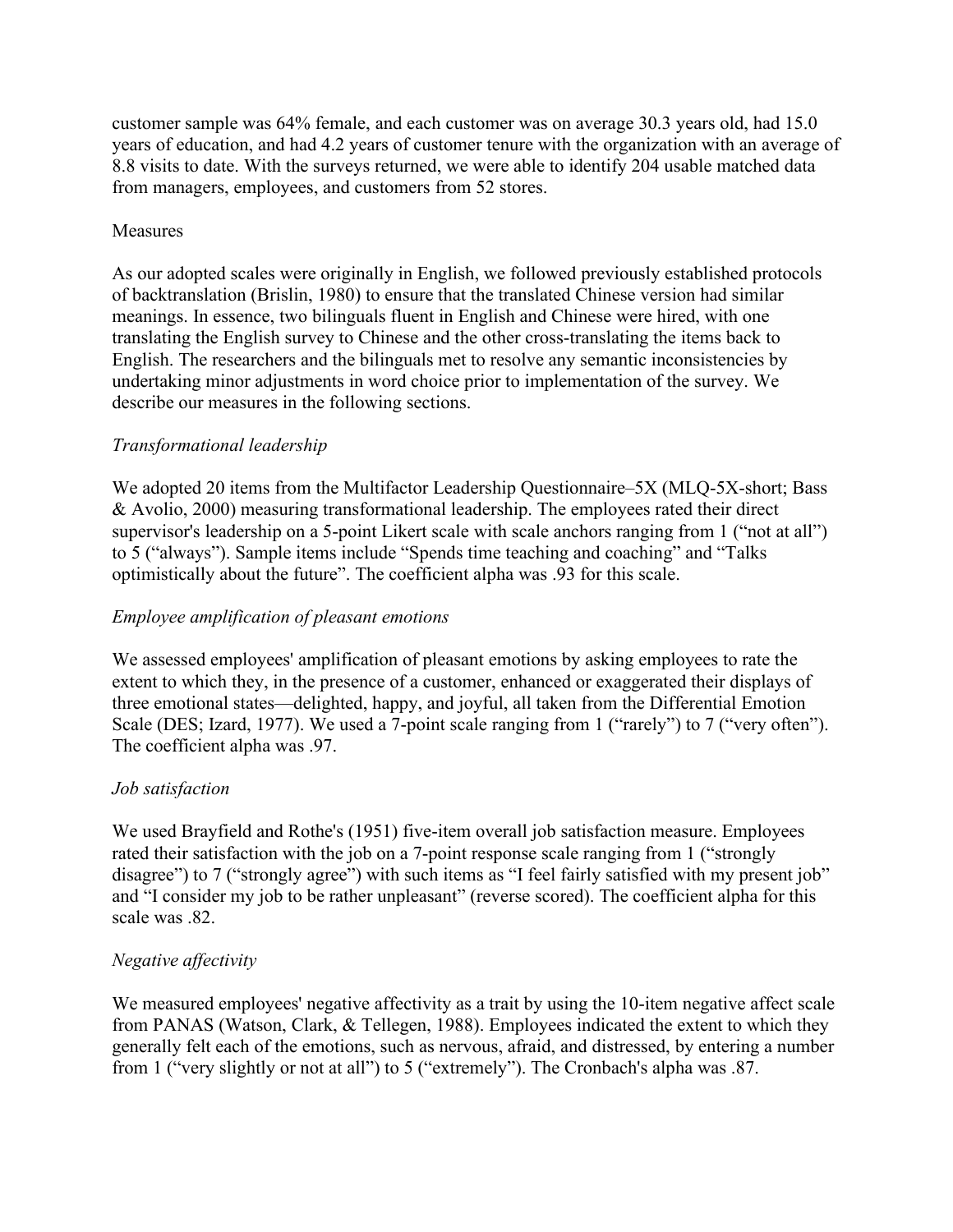customer sample was 64% female, and each customer was on average 30.3 years old, had 15.0 years of education, and had 4.2 years of customer tenure with the organization with an average of 8.8 visits to date. With the surveys returned, we were able to identify 204 usable matched data from managers, employees, and customers from 52 stores.

## Measures

As our adopted scales were originally in English, we followed previously established protocols of backtranslation (Brislin, 1980) to ensure that the translated Chinese version had similar meanings. In essence, two bilinguals fluent in English and Chinese were hired, with one translating the English survey to Chinese and the other cross-translating the items back to English. The researchers and the bilinguals met to resolve any semantic inconsistencies by undertaking minor adjustments in word choice prior to implementation of the survey. We describe our measures in the following sections.

### *Transformational leadership*

We adopted 20 items from the Multifactor Leadership Questionnaire–5X (MLQ-5X-short; Bass & Avolio, 2000) measuring transformational leadership. The employees rated their direct supervisor's leadership on a 5-point Likert scale with scale anchors ranging from 1 ("not at all") to 5 ("always"). Sample items include "Spends time teaching and coaching" and "Talks optimistically about the future". The coefficient alpha was .93 for this scale.

### *Employee amplification of pleasant emotions*

We assessed employees' amplification of pleasant emotions by asking employees to rate the extent to which they, in the presence of a customer, enhanced or exaggerated their displays of three emotional states—delighted, happy, and joyful, all taken from the Differential Emotion Scale (DES; Izard, 1977). We used a 7-point scale ranging from 1 ("rarely") to 7 ("very often"). The coefficient alpha was .97.

### *Job satisfaction*

We used Brayfield and Rothe's (1951) five-item overall job satisfaction measure. Employees rated their satisfaction with the job on a 7-point response scale ranging from 1 ("strongly disagree") to 7 ("strongly agree") with such items as "I feel fairly satisfied with my present job" and "I consider my job to be rather unpleasant" (reverse scored). The coefficient alpha for this scale was .82.

### *Negative affectivity*

We measured employees' negative affectivity as a trait by using the 10-item negative affect scale from PANAS (Watson, Clark, & Tellegen, 1988). Employees indicated the extent to which they generally felt each of the emotions, such as nervous, afraid, and distressed, by entering a number from 1 ("very slightly or not at all") to 5 ("extremely"). The Cronbach's alpha was .87.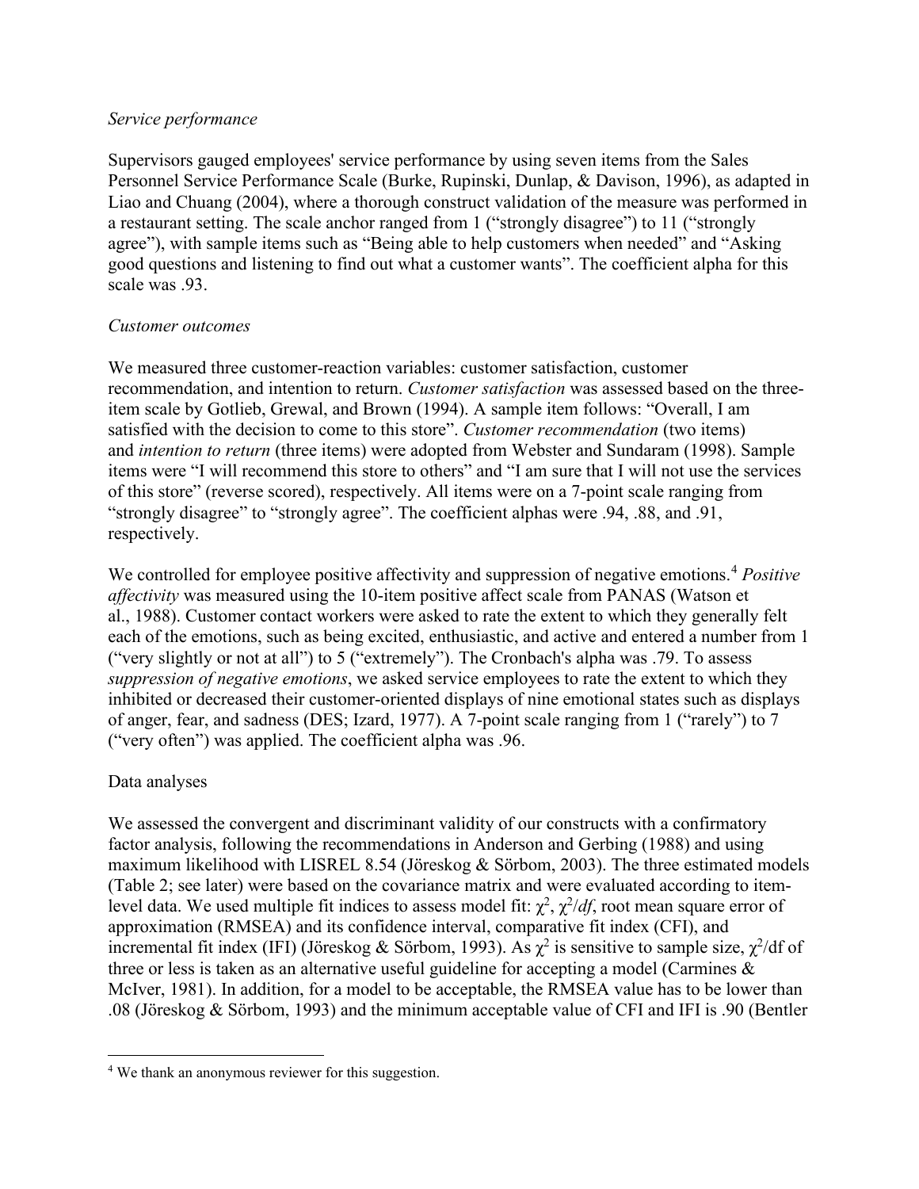*Service performance*

Supervisors gauged employees' service performance by using seven items from the Sales Personnel Service Performance Scale (Burke, Rupinski, Dunlap, & Davison, 1996), as adapted in Liao and Chuang (2004), where a thorough construct validation of the measure was performed in a restaurant setting. The scale anchor ranged from 1 ("strongly disagree") to 11 ("strongly agree"), with sample items such as "Being able to help customers when needed" and "Asking good questions and listening to find out what a customer wants". The coefficient alpha for this scale was .93.

*Customer outcomes*

We measured three customer-reaction variables: customer satisfaction, customer recommendation, and intention to return. *Customer satisfaction* was assessed based on the three-item scale by Gotlieb, Grewal, and Brown (1994). A sample item follows: "Overall, I am satisfied with the decision to come to this store". *Customer recommendation* (two items) and *intention to return* (three items) were adopted from Webster and Sundaram (1998). Sample items were "I will recommend this store to others" and "I am sure that I will not use the services of this store" (reverse scored), respectively. All items were on a 7-point scale ranging from "strongly disagree" to "strongly agree". The coefficient alphas were .94, .88, and .91, respectively.

We controlled for employee positive affectivity and suppression of negative emotions.[4] *Positive affectivity* was measured using the 10-item positive affect scale from PANAS (Watson et al., 1988). Customer contact workers were asked to rate the extent to which they generally felt each of the emotions, such as being excited, enthusiastic, and active and entered a number from 1 ("very slightly or not at all") to 5 ("extremely"). The Cronbach's alpha was .79. To assess *suppression of negative emotions*, we asked service employees to rate the extent to which they inhibited or decreased their customer-oriented displays of nine emotional states such as displays of anger, fear, and sadness (DES; Izard, 1977). A 7-point scale ranging from 1 ("rarely") to 7 ("very often") was applied. The coefficient alpha was .96.

Data analyses

We assessed the convergent and discriminant validity of our constructs with a confirmatory factor analysis, following the recommendations in Anderson and Gerbing (1988) and using maximum likelihood with LISREL 8.54 (Jöreskog & Sörbom, 2003). The three estimated models (Table 2; see later) were based on the covariance matrix and were evaluated according to item-level data. We used multiple fit indices to assess model fit: $\chi^2$, $\chi^2/df$, root mean square error of approximation (RMSEA) and its confidence interval, comparative fit index (CFI), and incremental fit index (IFI) (Jöreskog & Sörbom, 1993). As $\chi^2$ is sensitive to sample size, $\chi^2$/df of three or less is taken as an alternative useful guideline for accepting a model (Carmines & McIver, 1981). In addition, for a model to be acceptable, the RMSEA value has to be lower than .08 (Jöreskog & Sörbom, 1993) and the minimum acceptable value of CFI and IFI is .90 (Bentler

[4] We thank an anonymous reviewer for this suggestion.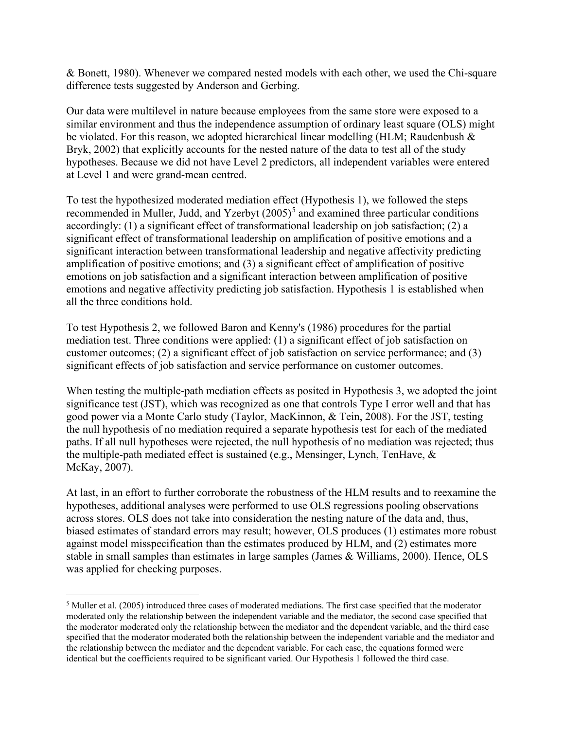& Bonett, 1980). Whenever we compared nested models with each other, we used the Chi-square difference tests suggested by Anderson and Gerbing.

Our data were multilevel in nature because employees from the same store were exposed to a similar environment and thus the independence assumption of ordinary least square (OLS) might be violated. For this reason, we adopted hierarchical linear modelling (HLM; Raudenbush & Bryk, 2002) that explicitly accounts for the nested nature of the data to test all of the study hypotheses. Because we did not have Level 2 predictors, all independent variables were entered at Level 1 and were grand-mean centred.

To test the hypothesized moderated mediation effect (Hypothesis 1), we followed the steps recommended in Muller, Judd, and Yzerbyt (2005)[5] and examined three particular conditions accordingly: (1) a significant effect of transformational leadership on job satisfaction; (2) a significant effect of transformational leadership on amplification of positive emotions and a significant interaction between transformational leadership and negative affectivity predicting amplification of positive emotions; and (3) a significant effect of amplification of positive emotions on job satisfaction and a significant interaction between amplification of positive emotions and negative affectivity predicting job satisfaction. Hypothesis 1 is established when all the three conditions hold.

To test Hypothesis 2, we followed Baron and Kenny's (1986) procedures for the partial mediation test. Three conditions were applied: (1) a significant effect of job satisfaction on customer outcomes; (2) a significant effect of job satisfaction on service performance; and (3) significant effects of job satisfaction and service performance on customer outcomes.

When testing the multiple-path mediation effects as posited in Hypothesis 3, we adopted the joint significance test (JST), which was recognized as one that controls Type I error well and that has good power via a Monte Carlo study (Taylor, MacKinnon, & Tein, 2008). For the JST, testing the null hypothesis of no mediation required a separate hypothesis test for each of the mediated paths. If all null hypotheses were rejected, the null hypothesis of no mediation was rejected; thus the multiple-path mediated effect is sustained (e.g., Mensinger, Lynch, TenHave, & McKay, 2007).

At last, in an effort to further corroborate the robustness of the HLM results and to reexamine the hypotheses, additional analyses were performed to use OLS regressions pooling observations across stores. OLS does not take into consideration the nesting nature of the data and, thus, biased estimates of standard errors may result; however, OLS produces (1) estimates more robust against model misspecification than the estimates produced by HLM, and (2) estimates more stable in small samples than estimates in large samples (James & Williams, 2000). Hence, OLS was applied for checking purposes.

---

[5] Muller et al. (2005) introduced three cases of moderated mediations. The first case specified that the moderator moderated only the relationship between the independent variable and the mediator, the second case specified that the moderator moderated only the relationship between the mediator and the dependent variable, and the third case specified that the moderator moderated both the relationship between the independent variable and the mediator and the relationship between the mediator and the dependent variable. For each case, the equations formed were identical but the coefficients required to be significant varied. Our Hypothesis 1 followed the third case.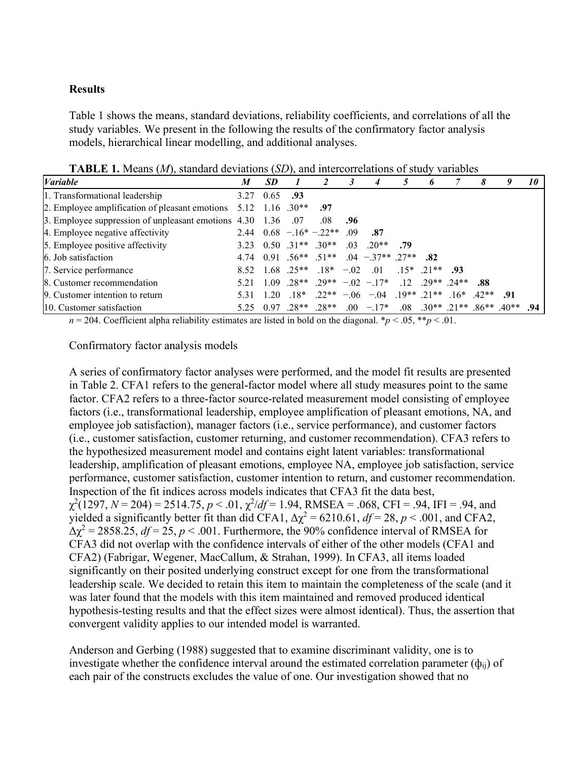## Results

Table 1 shows the means, standard deviations, reliability coefficients, and correlations of all the study variables. We present in the following the results of the confirmatory factor analysis models, hierarchical linear modelling, and additional analyses.

**TABLE 1.** Means (*M*), standard deviations (*SD*), and intercorrelations of study variables

| *Variable* | *M* | *SD* | *1* | *2* | *3* | *4* | *5* | *6* | *7* | *8* | *9* | *10* |
|---|---|---|---|---|---|---|---|---|---|---|---|---|
| 1. Transformational leadership | 3.27 | 0.65 | **.93** | | | | | | | | | |
| 2. Employee amplification of pleasant emotions | 5.12 | 1.16 | .30** | **.97** | | | | | | | | |
| 3. Employee suppression of unpleasant emotions | 4.30 | 1.36 | .07 | .08 | **.96** | | | | | | | |
| 4. Employee negative affectivity | 2.44 | 0.68 | −.16* | −.22** | .09 | **.87** | | | | | | |
| 5. Employee positive affectivity | 3.23 | 0.50 | .31** | .30** | .03 | .20** | **.79** | | | | | |
| 6. Job satisfaction | 4.74 | 0.91 | .56** | .51** | .04 | −.37** | .27** | **.82** | | | | |
| 7. Service performance | 8.52 | 1.68 | .25** | .18* | −.02 | .01 | .15* | .21** | **.93** | | | |
| 8. Customer recommendation | 5.21 | 1.09 | .28** | .29** | −.02 | −.17* | .12 | .29** | .24** | **.88** | | |
| 9. Customer intention to return | 5.31 | 1.20 | .18* | .22** | −.06 | −.04 | .19** | .21** | .16* | .42** | **.91** | |
| 10. Customer satisfaction | 5.25 | 0.97 | .28** | .28** | .00 | −.17* | .08 | .30** | .21** | .86** | .40** | **.94** |

*n* = 204. Coefficient alpha reliability estimates are listed in bold on the diagonal. *$p < .05$, **$p < .01$.

### Confirmatory factor analysis models

A series of confirmatory factor analyses were performed, and the model fit results are presented in Table 2. CFA1 refers to the general-factor model where all study measures point to the same factor. CFA2 refers to a three-factor source-related measurement model consisting of employee factors (i.e., transformational leadership, employee amplification of pleasant emotions, NA, and employee job satisfaction), manager factors (i.e., service performance), and customer factors (i.e., customer satisfaction, customer returning, and customer recommendation). CFA3 refers to the hypothesized measurement model and contains eight latent variables: transformational leadership, amplification of pleasant emotions, employee NA, employee job satisfaction, service performance, customer satisfaction, customer intention to return, and customer recommendation. Inspection of the fit indices across models indicates that CFA3 fit the data best, $\chi^2(1297, N = 204) = 2514.75$, $p < .01$, $\chi^2/df = 1.94$, RMSEA = .068, CFI = .94, IFI = .94, and yielded a significantly better fit than did CFA1, $\Delta\chi^2 = 6210.61$, $df = 28$, $p < .001$, and CFA2, $\Delta\chi^2 = 2858.25$, $df = 25$, $p < .001$. Furthermore, the 90% confidence interval of RMSEA for CFA3 did not overlap with the confidence intervals of either of the other models (CFA1 and CFA2) (Fabrigar, Wegener, MacCallum, & Strahan, 1999). In CFA3, all items loaded significantly on their posited underlying construct except for one from the transformational leadership scale. We decided to retain this item to maintain the completeness of the scale (and it was later found that the models with this item maintained and removed produced identical hypothesis-testing results and that the effect sizes were almost identical). Thus, the assertion that convergent validity applies to our intended model is warranted.

Anderson and Gerbing (1988) suggested that to examine discriminant validity, one is to investigate whether the confidence interval around the estimated correlation parameter ($\phi_{ij}$) of each pair of the constructs excludes the value of one. Our investigation showed that no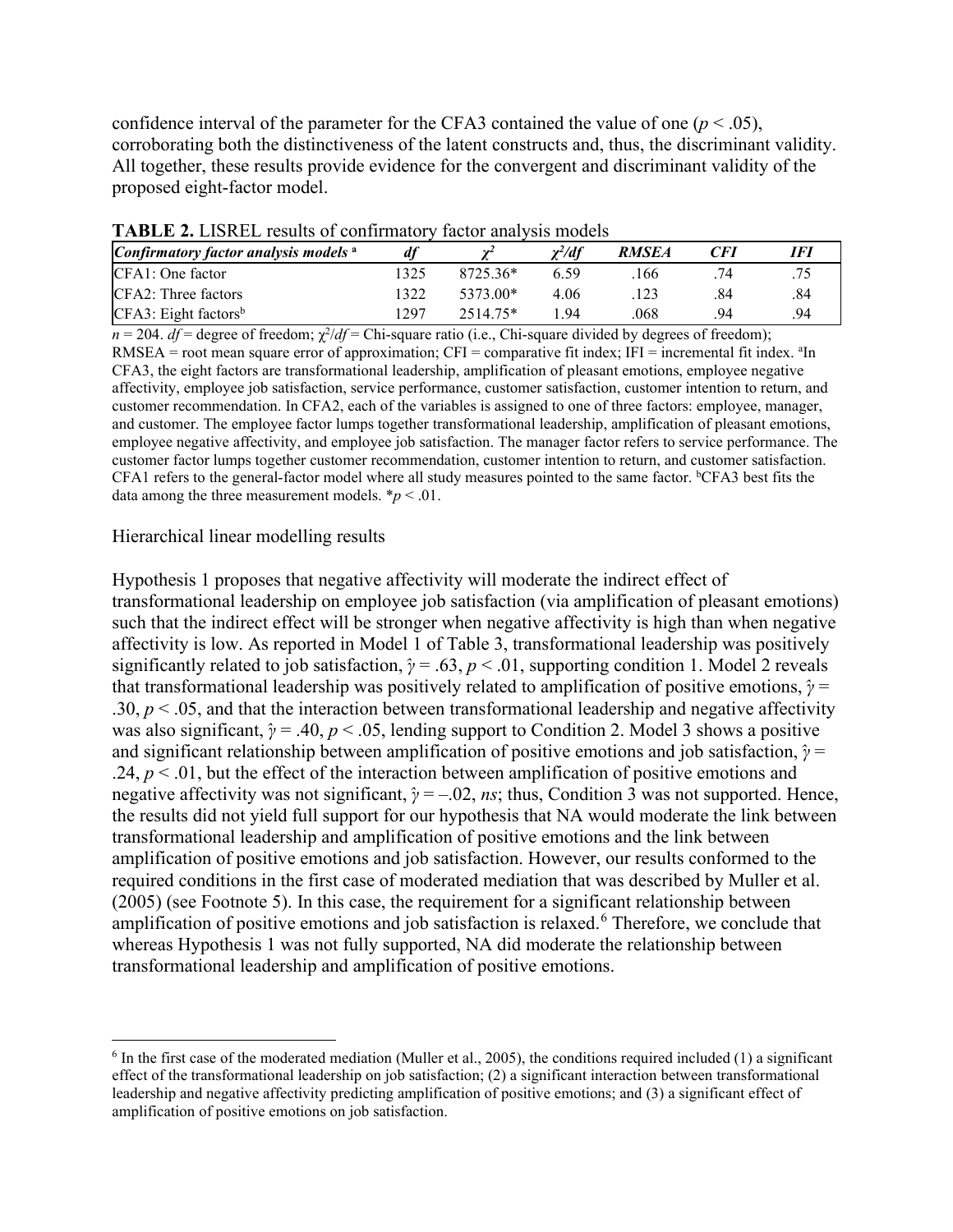confidence interval of the parameter for the CFA3 contained the value of one ($p < .05$), corroborating both the distinctiveness of the latent constructs and, thus, the discriminant validity. All together, these results provide evidence for the convergent and discriminant validity of the proposed eight-factor model.

**TABLE 2.** LISREL results of confirmatory factor analysis models

| *Confirmatory factor analysis models* [a] | *df* | $\chi^2$ | $\chi^2/df$ | *RMSEA* | *CFI* | *IFI* |
|---|---|---|---|---|---|---|
| CFA1: One factor | 1325 | 8725.36* | 6.59 | .166 | .74 | .75 |
| CFA2: Three factors | 1322 | 5373.00* | 4.06 | .123 | .84 | .84 |
| CFA3: Eight factors[b] | 1297 | 2514.75* | 1.94 | .068 | .94 | .94 |

$n = 204$. *df* = degree of freedom; $\chi^2/df$ = Chi-square ratio (i.e., Chi-square divided by degrees of freedom); RMSEA = root mean square error of approximation; CFI = comparative fit index; IFI = incremental fit index. [a]In CFA3, the eight factors are transformational leadership, amplification of pleasant emotions, employee negative affectivity, employee job satisfaction, service performance, customer satisfaction, customer intention to return, and customer recommendation. In CFA2, each of the variables is assigned to one of three factors: employee, manager, and customer. The employee factor lumps together transformational leadership, amplification of pleasant emotions, employee negative affectivity, and employee job satisfaction. The manager factor refers to service performance. The customer factor lumps together customer recommendation, customer intention to return, and customer satisfaction. CFA1 refers to the general-factor model where all study measures pointed to the same factor. [b]CFA3 best fits the data among the three measurement models. *$p < .01$.

## Hierarchical linear modelling results

Hypothesis 1 proposes that negative affectivity will moderate the indirect effect of transformational leadership on employee job satisfaction (via amplification of pleasant emotions) such that the indirect effect will be stronger when negative affectivity is high than when negative affectivity is low. As reported in Model 1 of Table 3, transformational leadership was positively significantly related to job satisfaction, $\hat{\gamma} = .63$, $p < .01$, supporting condition 1. Model 2 reveals that transformational leadership was positively related to amplification of positive emotions, $\hat{\gamma} = .30$, $p < .05$, and that the interaction between transformational leadership and negative affectivity was also significant, $\hat{\gamma} = .40$, $p < .05$, lending support to Condition 2. Model 3 shows a positive and significant relationship between amplification of positive emotions and job satisfaction, $\hat{\gamma} = .24$, $p < .01$, but the effect of the interaction between amplification of positive emotions and negative affectivity was not significant, $\hat{\gamma} = -.02$, *ns*; thus, Condition 3 was not supported. Hence, the results did not yield full support for our hypothesis that NA would moderate the link between transformational leadership and amplification of positive emotions and the link between amplification of positive emotions and job satisfaction. However, our results conformed to the required conditions in the first case of moderated mediation that was described by Muller et al. (2005) (see Footnote 5). In this case, the requirement for a significant relationship between amplification of positive emotions and job satisfaction is relaxed.[6] Therefore, we conclude that whereas Hypothesis 1 was not fully supported, NA did moderate the relationship between transformational leadership and amplification of positive emotions.

[6] In the first case of the moderated mediation (Muller et al., 2005), the conditions required included (1) a significant effect of the transformational leadership on job satisfaction; (2) a significant interaction between transformational leadership and negative affectivity predicting amplification of positive emotions; and (3) a significant effect of amplification of positive emotions on job satisfaction.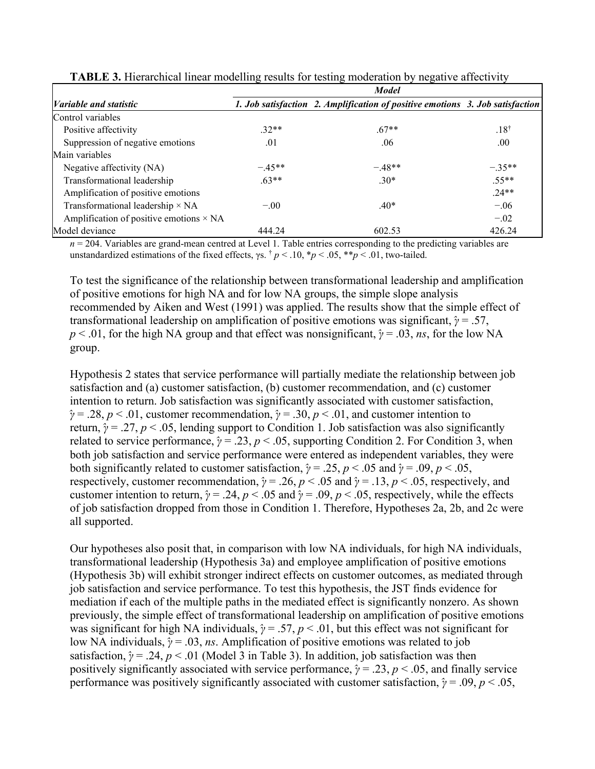**TABLE 3.** Hierarchical linear modelling results for testing moderation by negative affectivity

| *Variable and statistic* | *Model* | | |
|---|---|---|---|
| | *1. Job satisfaction* | *2. Amplification of positive emotions* | *3. Job satisfaction* |
| Control variables | | | |
| Positive affectivity | .32** | .67** | .18$^{\dagger}$ |
| Suppression of negative emotions | .01 | .06 | .00 |
| Main variables | | | |
| Negative affectivity (NA) | −.45** | −.48** | −.35** |
| Transformational leadership | .63** | .30* | .55** |
| Amplification of positive emotions | | | .24** |
| Transformational leadership × NA | −.00 | .40* | −.06 |
| Amplification of positive emotions × NA | | | −.02 |
| Model deviance | 444.24 | 602.53 | 426.24 |

*n* = 204. Variables are grand-mean centred at Level 1. Table entries corresponding to the predicting variables are unstandardized estimations of the fixed effects, γs. $^{\dagger}$ $p < .10$, *$p < .05$, **$p < .01$, two-tailed.

To test the significance of the relationship between transformational leadership and amplification of positive emotions for high NA and for low NA groups, the simple slope analysis recommended by Aiken and West (1991) was applied. The results show that the simple effect of transformational leadership on amplification of positive emotions was significant, $\hat{\gamma} = .57$, $p < .01$, for the high NA group and that effect was nonsignificant, $\hat{\gamma} = .03$, *ns*, for the low NA group.

Hypothesis 2 states that service performance will partially mediate the relationship between job satisfaction and (a) customer satisfaction, (b) customer recommendation, and (c) customer intention to return. Job satisfaction was significantly associated with customer satisfaction, $\hat{\gamma} = .28$, $p < .01$, customer recommendation, $\hat{\gamma} = .30$, $p < .01$, and customer intention to return, $\hat{\gamma} = .27$, $p < .05$, lending support to Condition 1. Job satisfaction was also significantly related to service performance, $\hat{\gamma} = .23$, $p < .05$, supporting Condition 2. For Condition 3, when both job satisfaction and service performance were entered as independent variables, they were both significantly related to customer satisfaction, $\hat{\gamma} = .25$, $p < .05$ and $\hat{\gamma} = .09$, $p < .05$, respectively, customer recommendation, $\hat{\gamma} = .26$, $p < .05$ and $\hat{\gamma} = .13$, $p < .05$, respectively, and customer intention to return, $\hat{\gamma} = .24$, $p < .05$ and $\hat{\gamma} = .09$, $p < .05$, respectively, while the effects of job satisfaction dropped from those in Condition 1. Therefore, Hypotheses 2a, 2b, and 2c were all supported.

Our hypotheses also posit that, in comparison with low NA individuals, for high NA individuals, transformational leadership (Hypothesis 3a) and employee amplification of positive emotions (Hypothesis 3b) will exhibit stronger indirect effects on customer outcomes, as mediated through job satisfaction and service performance. To test this hypothesis, the JST finds evidence for mediation if each of the multiple paths in the mediated effect is significantly nonzero. As shown previously, the simple effect of transformational leadership on amplification of positive emotions was significant for high NA individuals, $\hat{\gamma} = .57$, $p < .01$, but this effect was not significant for low NA individuals, $\hat{\gamma} = .03$, *ns*. Amplification of positive emotions was related to job satisfaction, $\hat{\gamma} = .24$, $p < .01$ (Model 3 in Table 3). In addition, job satisfaction was then positively significantly associated with service performance, $\hat{\gamma} = .23$, $p < .05$, and finally service performance was positively significantly associated with customer satisfaction, $\hat{\gamma} = .09$, $p < .05$,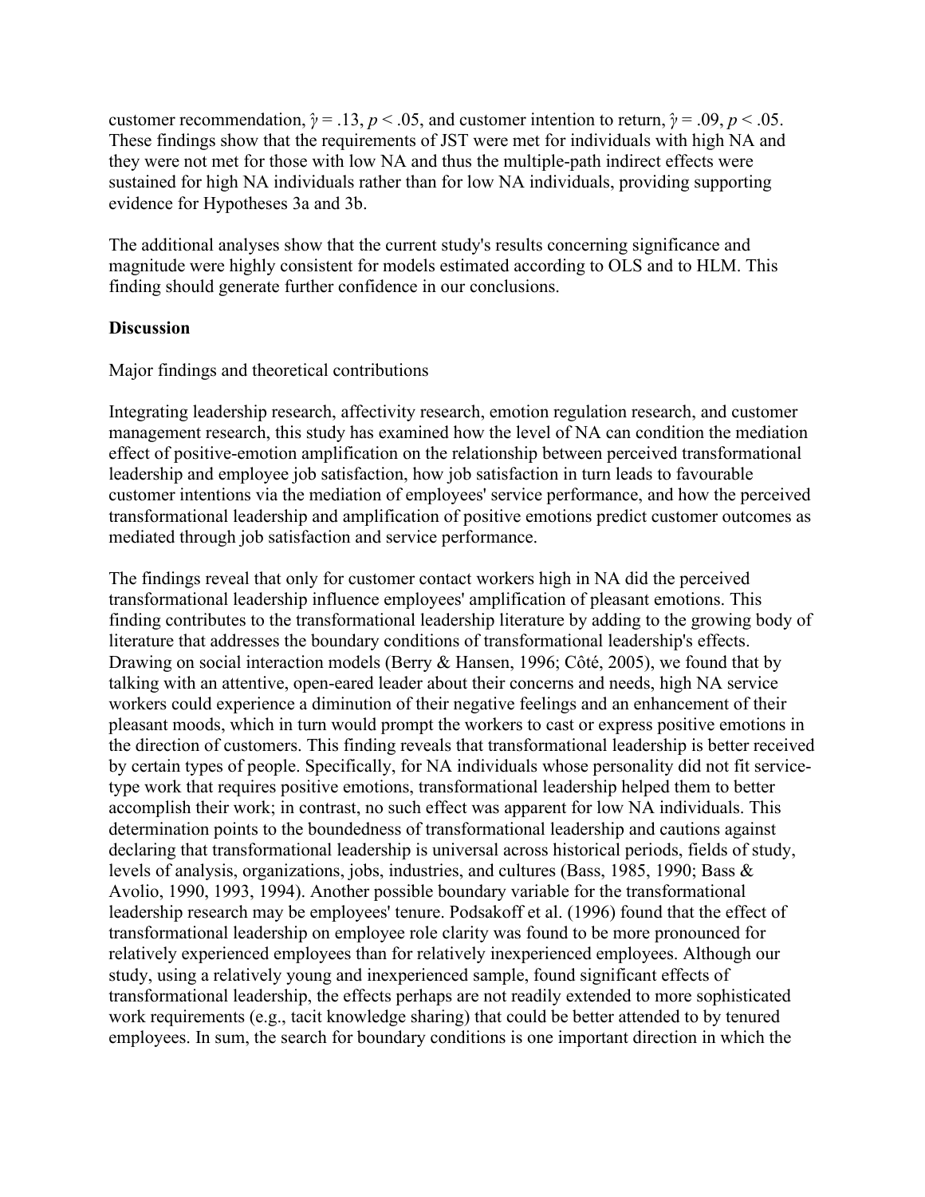customer recommendation, $\hat{\gamma} = .13$, $p < .05$, and customer intention to return, $\hat{\gamma} = .09$, $p < .05$. These findings show that the requirements of JST were met for individuals with high NA and they were not met for those with low NA and thus the multiple-path indirect effects were sustained for high NA individuals rather than for low NA individuals, providing supporting evidence for Hypotheses 3a and 3b.

The additional analyses show that the current study's results concerning significance and magnitude were highly consistent for models estimated according to OLS and to HLM. This finding should generate further confidence in our conclusions.

## Discussion

### Major findings and theoretical contributions

Integrating leadership research, affectivity research, emotion regulation research, and customer management research, this study has examined how the level of NA can condition the mediation effect of positive-emotion amplification on the relationship between perceived transformational leadership and employee job satisfaction, how job satisfaction in turn leads to favourable customer intentions via the mediation of employees' service performance, and how the perceived transformational leadership and amplification of positive emotions predict customer outcomes as mediated through job satisfaction and service performance.

The findings reveal that only for customer contact workers high in NA did the perceived transformational leadership influence employees' amplification of pleasant emotions. This finding contributes to the transformational leadership literature by adding to the growing body of literature that addresses the boundary conditions of transformational leadership's effects. Drawing on social interaction models (Berry & Hansen, 1996; Côté, 2005), we found that by talking with an attentive, open-eared leader about their concerns and needs, high NA service workers could experience a diminution of their negative feelings and an enhancement of their pleasant moods, which in turn would prompt the workers to cast or express positive emotions in the direction of customers. This finding reveals that transformational leadership is better received by certain types of people. Specifically, for NA individuals whose personality did not fit service-type work that requires positive emotions, transformational leadership helped them to better accomplish their work; in contrast, no such effect was apparent for low NA individuals. This determination points to the boundedness of transformational leadership and cautions against declaring that transformational leadership is universal across historical periods, fields of study, levels of analysis, organizations, jobs, industries, and cultures (Bass, 1985, 1990; Bass & Avolio, 1990, 1993, 1994). Another possible boundary variable for the transformational leadership research may be employees' tenure. Podsakoff et al. (1996) found that the effect of transformational leadership on employee role clarity was found to be more pronounced for relatively experienced employees than for relatively inexperienced employees. Although our study, using a relatively young and inexperienced sample, found significant effects of transformational leadership, the effects perhaps are not readily extended to more sophisticated work requirements (e.g., tacit knowledge sharing) that could be better attended to by tenured employees. In sum, the search for boundary conditions is one important direction in which the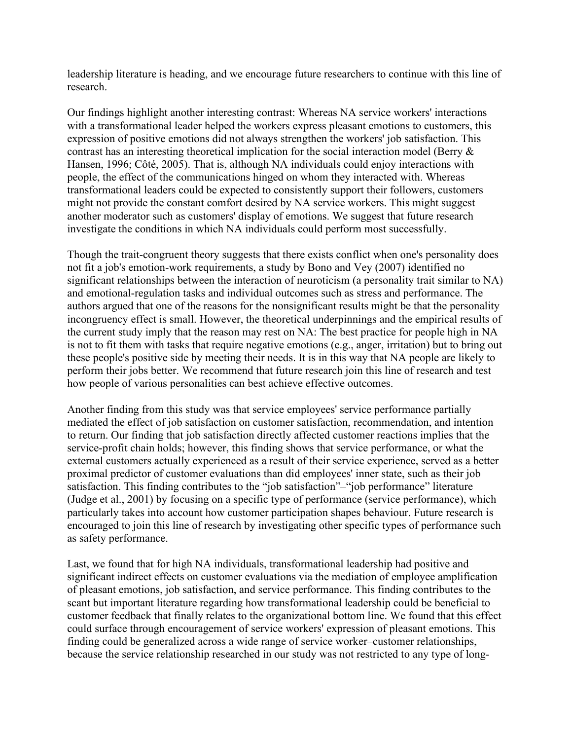leadership literature is heading, and we encourage future researchers to continue with this line of research.

Our findings highlight another interesting contrast: Whereas NA service workers' interactions with a transformational leader helped the workers express pleasant emotions to customers, this expression of positive emotions did not always strengthen the workers' job satisfaction. This contrast has an interesting theoretical implication for the social interaction model (Berry & Hansen, 1996; Côté, 2005). That is, although NA individuals could enjoy interactions with people, the effect of the communications hinged on whom they interacted with. Whereas transformational leaders could be expected to consistently support their followers, customers might not provide the constant comfort desired by NA service workers. This might suggest another moderator such as customers' display of emotions. We suggest that future research investigate the conditions in which NA individuals could perform most successfully.

Though the trait-congruent theory suggests that there exists conflict when one's personality does not fit a job's emotion-work requirements, a study by Bono and Vey (2007) identified no significant relationships between the interaction of neuroticism (a personality trait similar to NA) and emotional-regulation tasks and individual outcomes such as stress and performance. The authors argued that one of the reasons for the nonsignificant results might be that the personality incongruency effect is small. However, the theoretical underpinnings and the empirical results of the current study imply that the reason may rest on NA: The best practice for people high in NA is not to fit them with tasks that require negative emotions (e.g., anger, irritation) but to bring out these people's positive side by meeting their needs. It is in this way that NA people are likely to perform their jobs better. We recommend that future research join this line of research and test how people of various personalities can best achieve effective outcomes.

Another finding from this study was that service employees' service performance partially mediated the effect of job satisfaction on customer satisfaction, recommendation, and intention to return. Our finding that job satisfaction directly affected customer reactions implies that the service-profit chain holds; however, this finding shows that service performance, or what the external customers actually experienced as a result of their service experience, served as a better proximal predictor of customer evaluations than did employees' inner state, such as their job satisfaction. This finding contributes to the "job satisfaction"–"job performance" literature (Judge et al., 2001) by focusing on a specific type of performance (service performance), which particularly takes into account how customer participation shapes behaviour. Future research is encouraged to join this line of research by investigating other specific types of performance such as safety performance.

Last, we found that for high NA individuals, transformational leadership had positive and significant indirect effects on customer evaluations via the mediation of employee amplification of pleasant emotions, job satisfaction, and service performance. This finding contributes to the scant but important literature regarding how transformational leadership could be beneficial to customer feedback that finally relates to the organizational bottom line. We found that this effect could surface through encouragement of service workers' expression of pleasant emotions. This finding could be generalized across a wide range of service worker–customer relationships, because the service relationship researched in our study was not restricted to any type of long-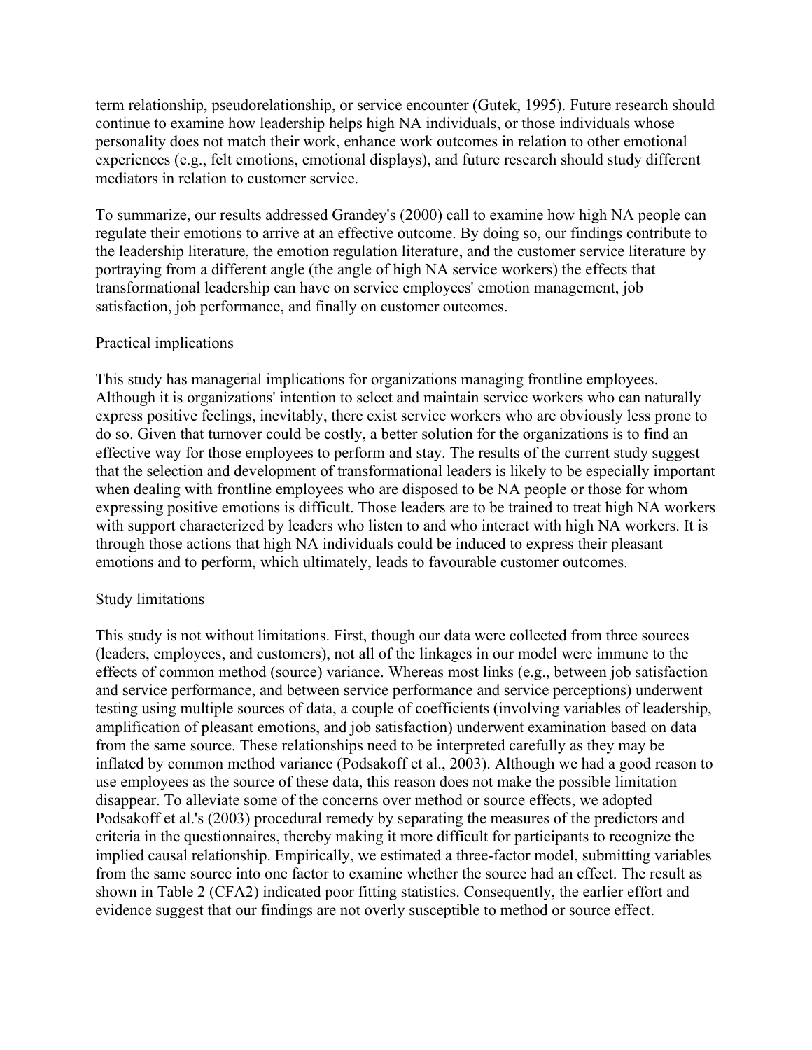term relationship, pseudorelationship, or service encounter (Gutek, 1995). Future research should continue to examine how leadership helps high NA individuals, or those individuals whose personality does not match their work, enhance work outcomes in relation to other emotional experiences (e.g., felt emotions, emotional displays), and future research should study different mediators in relation to customer service.

To summarize, our results addressed Grandey's (2000) call to examine how high NA people can regulate their emotions to arrive at an effective outcome. By doing so, our findings contribute to the leadership literature, the emotion regulation literature, and the customer service literature by portraying from a different angle (the angle of high NA service workers) the effects that transformational leadership can have on service employees' emotion management, job satisfaction, job performance, and finally on customer outcomes.

## Practical implications

This study has managerial implications for organizations managing frontline employees. Although it is organizations' intention to select and maintain service workers who can naturally express positive feelings, inevitably, there exist service workers who are obviously less prone to do so. Given that turnover could be costly, a better solution for the organizations is to find an effective way for those employees to perform and stay. The results of the current study suggest that the selection and development of transformational leaders is likely to be especially important when dealing with frontline employees who are disposed to be NA people or those for whom expressing positive emotions is difficult. Those leaders are to be trained to treat high NA workers with support characterized by leaders who listen to and who interact with high NA workers. It is through those actions that high NA individuals could be induced to express their pleasant emotions and to perform, which ultimately, leads to favourable customer outcomes.

## Study limitations

This study is not without limitations. First, though our data were collected from three sources (leaders, employees, and customers), not all of the linkages in our model were immune to the effects of common method (source) variance. Whereas most links (e.g., between job satisfaction and service performance, and between service performance and service perceptions) underwent testing using multiple sources of data, a couple of coefficients (involving variables of leadership, amplification of pleasant emotions, and job satisfaction) underwent examination based on data from the same source. These relationships need to be interpreted carefully as they may be inflated by common method variance (Podsakoff et al., 2003). Although we had a good reason to use employees as the source of these data, this reason does not make the possible limitation disappear. To alleviate some of the concerns over method or source effects, we adopted Podsakoff et al.'s (2003) procedural remedy by separating the measures of the predictors and criteria in the questionnaires, thereby making it more difficult for participants to recognize the implied causal relationship. Empirically, we estimated a three-factor model, submitting variables from the same source into one factor to examine whether the source had an effect. The result as shown in Table 2 (CFA2) indicated poor fitting statistics. Consequently, the earlier effort and evidence suggest that our findings are not overly susceptible to method or source effect.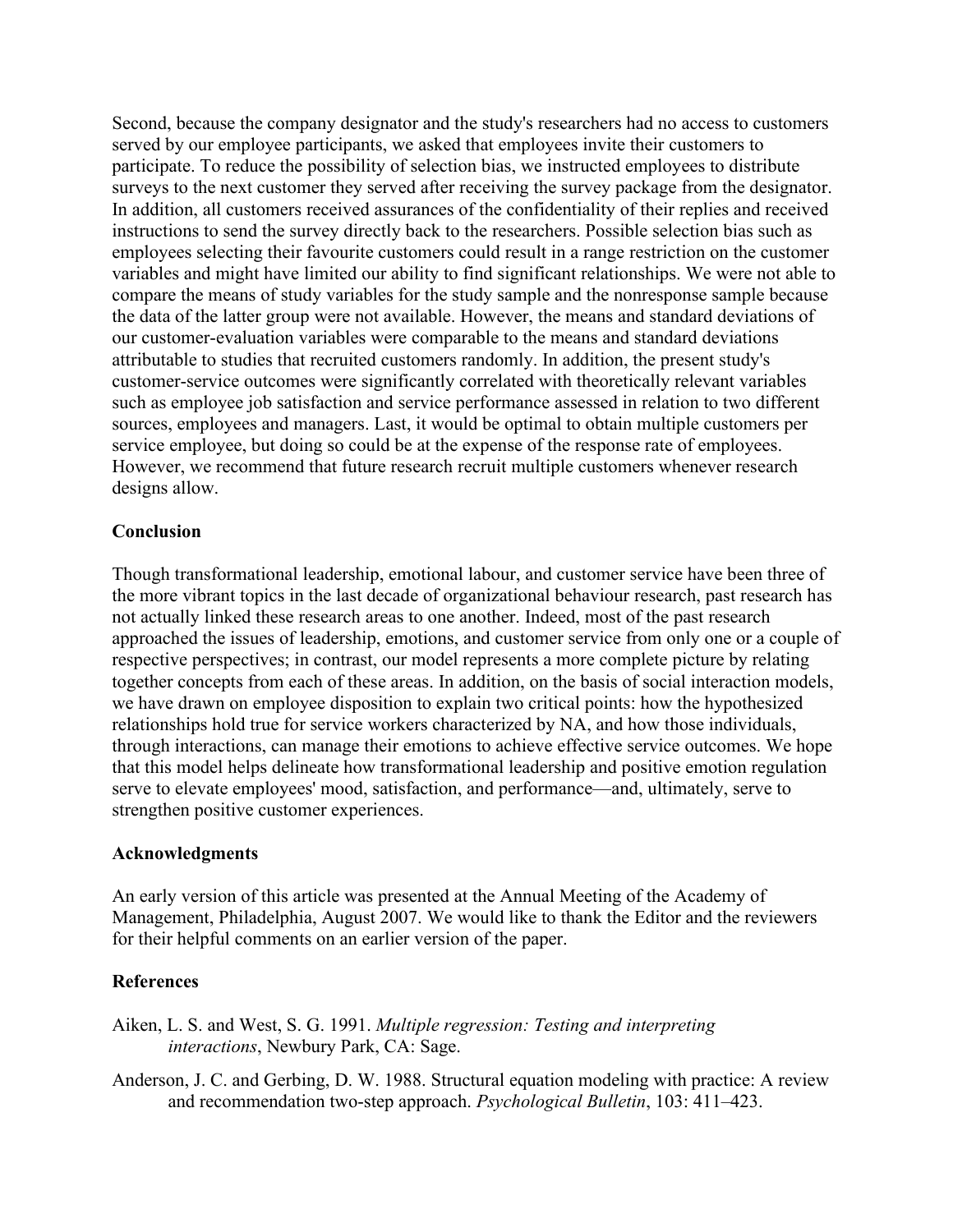Second, because the company designator and the study's researchers had no access to customers served by our employee participants, we asked that employees invite their customers to participate. To reduce the possibility of selection bias, we instructed employees to distribute surveys to the next customer they served after receiving the survey package from the designator. In addition, all customers received assurances of the confidentiality of their replies and received instructions to send the survey directly back to the researchers. Possible selection bias such as employees selecting their favourite customers could result in a range restriction on the customer variables and might have limited our ability to find significant relationships. We were not able to compare the means of study variables for the study sample and the nonresponse sample because the data of the latter group were not available. However, the means and standard deviations of our customer-evaluation variables were comparable to the means and standard deviations attributable to studies that recruited customers randomly. In addition, the present study's customer-service outcomes were significantly correlated with theoretically relevant variables such as employee job satisfaction and service performance assessed in relation to two different sources, employees and managers. Last, it would be optimal to obtain multiple customers per service employee, but doing so could be at the expense of the response rate of employees. However, we recommend that future research recruit multiple customers whenever research designs allow.

### Conclusion

Though transformational leadership, emotional labour, and customer service have been three of the more vibrant topics in the last decade of organizational behaviour research, past research has not actually linked these research areas to one another. Indeed, most of the past research approached the issues of leadership, emotions, and customer service from only one or a couple of respective perspectives; in contrast, our model represents a more complete picture by relating together concepts from each of these areas. In addition, on the basis of social interaction models, we have drawn on employee disposition to explain two critical points: how the hypothesized relationships hold true for service workers characterized by NA, and how those individuals, through interactions, can manage their emotions to achieve effective service outcomes. We hope that this model helps delineate how transformational leadership and positive emotion regulation serve to elevate employees' mood, satisfaction, and performance—and, ultimately, serve to strengthen positive customer experiences.

### Acknowledgments

An early version of this article was presented at the Annual Meeting of the Academy of Management, Philadelphia, August 2007. We would like to thank the Editor and the reviewers for their helpful comments on an earlier version of the paper.

### References

Aiken, L. S. and West, S. G. 1991. *Multiple regression: Testing and interpreting interactions*, Newbury Park, CA: Sage.

Anderson, J. C. and Gerbing, D. W. 1988. Structural equation modeling with practice: A review and recommendation two-step approach. *Psychological Bulletin*, 103: 411–423.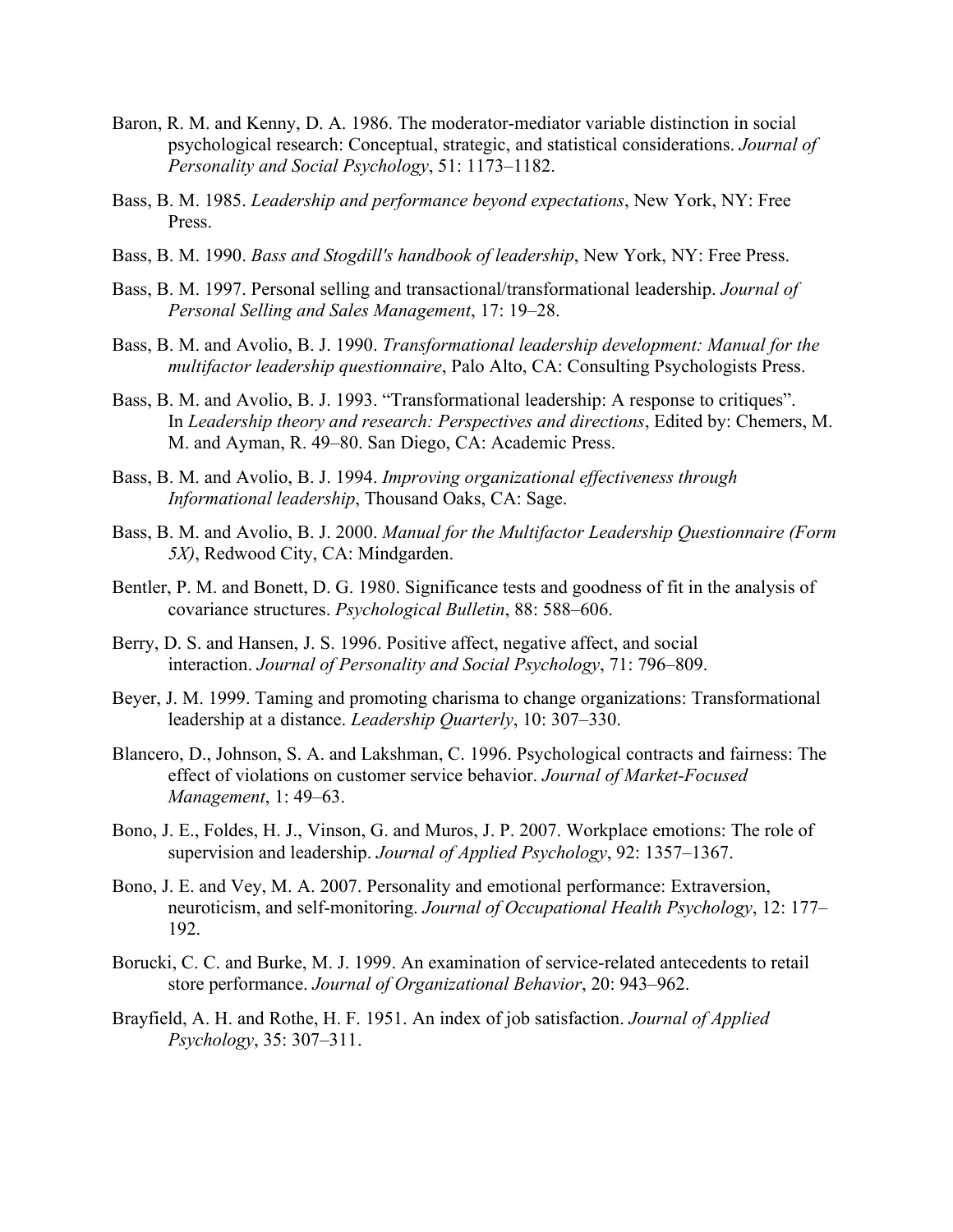Baron, R. M. and Kenny, D. A. 1986. The moderator-mediator variable distinction in social psychological research: Conceptual, strategic, and statistical considerations. *Journal of Personality and Social Psychology*, 51: 1173–1182.

Bass, B. M. 1985. *Leadership and performance beyond expectations*, New York, NY: Free Press.

Bass, B. M. 1990. *Bass and Stogdill's handbook of leadership*, New York, NY: Free Press.

Bass, B. M. 1997. Personal selling and transactional/transformational leadership. *Journal of Personal Selling and Sales Management*, 17: 19–28.

Bass, B. M. and Avolio, B. J. 1990. *Transformational leadership development: Manual for the multifactor leadership questionnaire*, Palo Alto, CA: Consulting Psychologists Press.

Bass, B. M. and Avolio, B. J. 1993. "Transformational leadership: A response to critiques". In *Leadership theory and research: Perspectives and directions*, Edited by: Chemers, M. M. and Ayman, R. 49–80. San Diego, CA: Academic Press.

Bass, B. M. and Avolio, B. J. 1994. *Improving organizational effectiveness through Informational leadership*, Thousand Oaks, CA: Sage.

Bass, B. M. and Avolio, B. J. 2000. *Manual for the Multifactor Leadership Questionnaire (Form 5X)*, Redwood City, CA: Mindgarden.

Bentler, P. M. and Bonett, D. G. 1980. Significance tests and goodness of fit in the analysis of covariance structures. *Psychological Bulletin*, 88: 588–606.

Berry, D. S. and Hansen, J. S. 1996. Positive affect, negative affect, and social interaction. *Journal of Personality and Social Psychology*, 71: 796–809.

Beyer, J. M. 1999. Taming and promoting charisma to change organizations: Transformational leadership at a distance. *Leadership Quarterly*, 10: 307–330.

Blancero, D., Johnson, S. A. and Lakshman, C. 1996. Psychological contracts and fairness: The effect of violations on customer service behavior. *Journal of Market-Focused Management*, 1: 49–63.

Bono, J. E., Foldes, H. J., Vinson, G. and Muros, J. P. 2007. Workplace emotions: The role of supervision and leadership. *Journal of Applied Psychology*, 92: 1357–1367.

Bono, J. E. and Vey, M. A. 2007. Personality and emotional performance: Extraversion, neuroticism, and self-monitoring. *Journal of Occupational Health Psychology*, 12: 177–192.

Borucki, C. C. and Burke, M. J. 1999. An examination of service-related antecedents to retail store performance. *Journal of Organizational Behavior*, 20: 943–962.

Brayfield, A. H. and Rothe, H. F. 1951. An index of job satisfaction. *Journal of Applied Psychology*, 35: 307–311.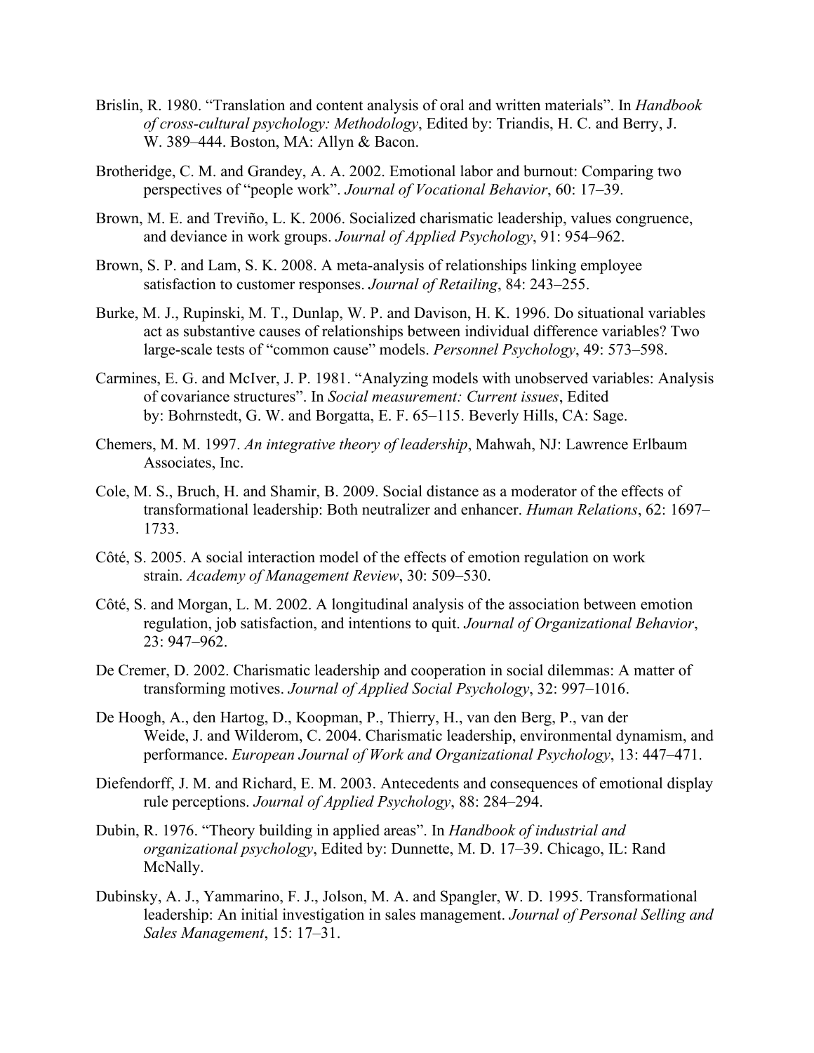Brislin, R. 1980. "Translation and content analysis of oral and written materials". In *Handbook of cross-cultural psychology: Methodology*, Edited by: Triandis, H. C. and Berry, J. W. 389–444. Boston, MA: Allyn & Bacon.

Brotheridge, C. M. and Grandey, A. A. 2002. Emotional labor and burnout: Comparing two perspectives of "people work". *Journal of Vocational Behavior*, 60: 17–39.

Brown, M. E. and Treviño, L. K. 2006. Socialized charismatic leadership, values congruence, and deviance in work groups. *Journal of Applied Psychology*, 91: 954–962.

Brown, S. P. and Lam, S. K. 2008. A meta-analysis of relationships linking employee satisfaction to customer responses. *Journal of Retailing*, 84: 243–255.

Burke, M. J., Rupinski, M. T., Dunlap, W. P. and Davison, H. K. 1996. Do situational variables act as substantive causes of relationships between individual difference variables? Two large-scale tests of "common cause" models. *Personnel Psychology*, 49: 573–598.

Carmines, E. G. and McIver, J. P. 1981. "Analyzing models with unobserved variables: Analysis of covariance structures". In *Social measurement: Current issues*, Edited by: Bohrnstedt, G. W. and Borgatta, E. F. 65–115. Beverly Hills, CA: Sage.

Chemers, M. M. 1997. *An integrative theory of leadership*, Mahwah, NJ: Lawrence Erlbaum Associates, Inc.

Cole, M. S., Bruch, H. and Shamir, B. 2009. Social distance as a moderator of the effects of transformational leadership: Both neutralizer and enhancer. *Human Relations*, 62: 1697–1733.

Côté, S. 2005. A social interaction model of the effects of emotion regulation on work strain. *Academy of Management Review*, 30: 509–530.

Côté, S. and Morgan, L. M. 2002. A longitudinal analysis of the association between emotion regulation, job satisfaction, and intentions to quit. *Journal of Organizational Behavior*, 23: 947–962.

De Cremer, D. 2002. Charismatic leadership and cooperation in social dilemmas: A matter of transforming motives. *Journal of Applied Social Psychology*, 32: 997–1016.

De Hoogh, A., den Hartog, D., Koopman, P., Thierry, H., van den Berg, P., van der Weide, J. and Wilderom, C. 2004. Charismatic leadership, environmental dynamism, and performance. *European Journal of Work and Organizational Psychology*, 13: 447–471.

Diefendorff, J. M. and Richard, E. M. 2003. Antecedents and consequences of emotional display rule perceptions. *Journal of Applied Psychology*, 88: 284–294.

Dubin, R. 1976. "Theory building in applied areas". In *Handbook of industrial and organizational psychology*, Edited by: Dunnette, M. D. 17–39. Chicago, IL: Rand McNally.

Dubinsky, A. J., Yammarino, F. J., Jolson, M. A. and Spangler, W. D. 1995. Transformational leadership: An initial investigation in sales management. *Journal of Personal Selling and Sales Management*, 15: 17–31.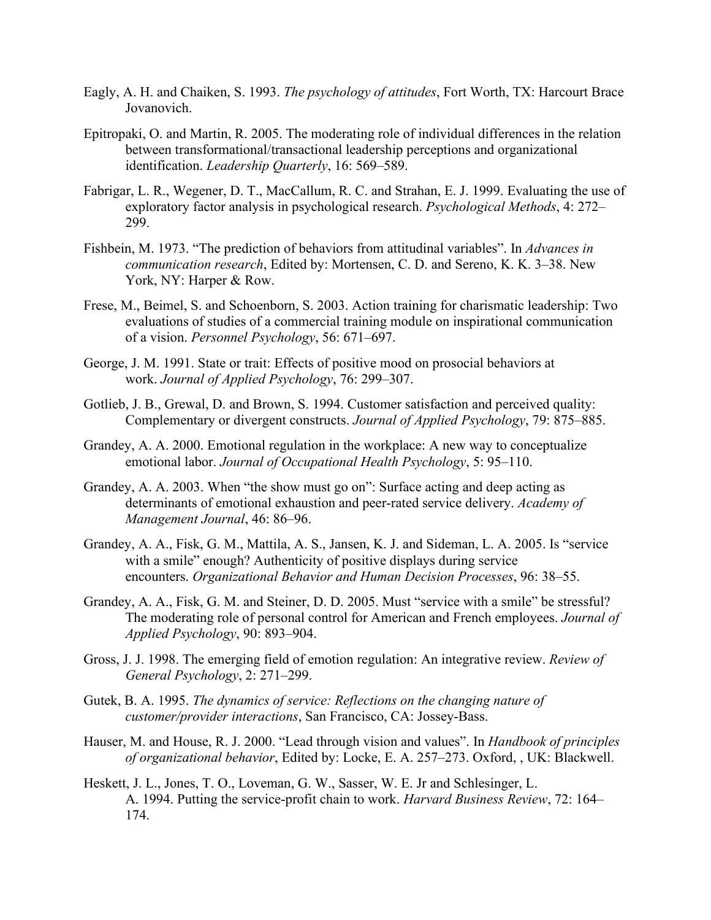Eagly, A. H. and Chaiken, S. 1993. *The psychology of attitudes*, Fort Worth, TX: Harcourt Brace Jovanovich.

Epitropaki, O. and Martin, R. 2005. The moderating role of individual differences in the relation between transformational/transactional leadership perceptions and organizational identification. *Leadership Quarterly*, 16: 569–589.

Fabrigar, L. R., Wegener, D. T., MacCallum, R. C. and Strahan, E. J. 1999. Evaluating the use of exploratory factor analysis in psychological research. *Psychological Methods*, 4: 272–299.

Fishbein, M. 1973. "The prediction of behaviors from attitudinal variables". In *Advances in communication research*, Edited by: Mortensen, C. D. and Sereno, K. K. 3–38. New York, NY: Harper & Row.

Frese, M., Beimel, S. and Schoenborn, S. 2003. Action training for charismatic leadership: Two evaluations of studies of a commercial training module on inspirational communication of a vision. *Personnel Psychology*, 56: 671–697.

George, J. M. 1991. State or trait: Effects of positive mood on prosocial behaviors at work. *Journal of Applied Psychology*, 76: 299–307.

Gotlieb, J. B., Grewal, D. and Brown, S. 1994. Customer satisfaction and perceived quality: Complementary or divergent constructs. *Journal of Applied Psychology*, 79: 875–885.

Grandey, A. A. 2000. Emotional regulation in the workplace: A new way to conceptualize emotional labor. *Journal of Occupational Health Psychology*, 5: 95–110.

Grandey, A. A. 2003. When "the show must go on": Surface acting and deep acting as determinants of emotional exhaustion and peer-rated service delivery. *Academy of Management Journal*, 46: 86–96.

Grandey, A. A., Fisk, G. M., Mattila, A. S., Jansen, K. J. and Sideman, L. A. 2005. Is "service with a smile" enough? Authenticity of positive displays during service encounters. *Organizational Behavior and Human Decision Processes*, 96: 38–55.

Grandey, A. A., Fisk, G. M. and Steiner, D. D. 2005. Must "service with a smile" be stressful? The moderating role of personal control for American and French employees. *Journal of Applied Psychology*, 90: 893–904.

Gross, J. J. 1998. The emerging field of emotion regulation: An integrative review. *Review of General Psychology*, 2: 271–299.

Gutek, B. A. 1995. *The dynamics of service: Reflections on the changing nature of customer/provider interactions*, San Francisco, CA: Jossey-Bass.

Hauser, M. and House, R. J. 2000. "Lead through vision and values". In *Handbook of principles of organizational behavior*, Edited by: Locke, E. A. 257–273. Oxford, , UK: Blackwell.

Heskett, J. L., Jones, T. O., Loveman, G. W., Sasser, W. E. Jr and Schlesinger, L. A. 1994. Putting the service-profit chain to work. *Harvard Business Review*, 72: 164–174.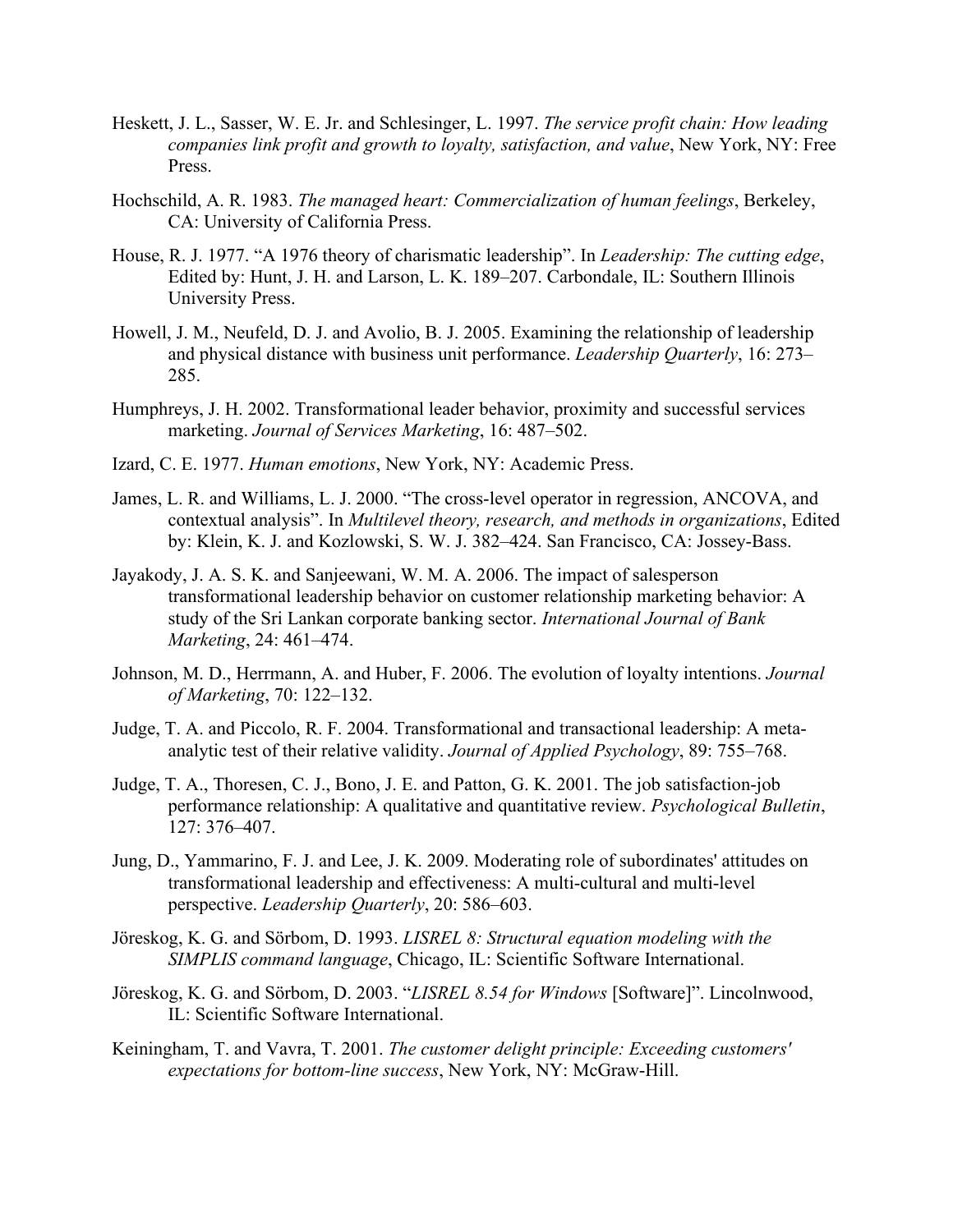Heskett, J. L., Sasser, W. E. Jr. and Schlesinger, L. 1997. *The service profit chain: How leading companies link profit and growth to loyalty, satisfaction, and value*, New York, NY: Free Press.

Hochschild, A. R. 1983. *The managed heart: Commercialization of human feelings*, Berkeley, CA: University of California Press.

House, R. J. 1977. "A 1976 theory of charismatic leadership". In *Leadership: The cutting edge*, Edited by: Hunt, J. H. and Larson, L. K. 189–207. Carbondale, IL: Southern Illinois University Press.

Howell, J. M., Neufeld, D. J. and Avolio, B. J. 2005. Examining the relationship of leadership and physical distance with business unit performance. *Leadership Quarterly*, 16: 273–285.

Humphreys, J. H. 2002. Transformational leader behavior, proximity and successful services marketing. *Journal of Services Marketing*, 16: 487–502.

Izard, C. E. 1977. *Human emotions*, New York, NY: Academic Press.

James, L. R. and Williams, L. J. 2000. "The cross-level operator in regression, ANCOVA, and contextual analysis". In *Multilevel theory, research, and methods in organizations*, Edited by: Klein, K. J. and Kozlowski, S. W. J. 382–424. San Francisco, CA: Jossey-Bass.

Jayakody, J. A. S. K. and Sanjeewani, W. M. A. 2006. The impact of salesperson transformational leadership behavior on customer relationship marketing behavior: A study of the Sri Lankan corporate banking sector. *International Journal of Bank Marketing*, 24: 461–474.

Johnson, M. D., Herrmann, A. and Huber, F. 2006. The evolution of loyalty intentions. *Journal of Marketing*, 70: 122–132.

Judge, T. A. and Piccolo, R. F. 2004. Transformational and transactional leadership: A meta-analytic test of their relative validity. *Journal of Applied Psychology*, 89: 755–768.

Judge, T. A., Thoresen, C. J., Bono, J. E. and Patton, G. K. 2001. The job satisfaction-job performance relationship: A qualitative and quantitative review. *Psychological Bulletin*, 127: 376–407.

Jung, D., Yammarino, F. J. and Lee, J. K. 2009. Moderating role of subordinates' attitudes on transformational leadership and effectiveness: A multi-cultural and multi-level perspective. *Leadership Quarterly*, 20: 586–603.

Jöreskog, K. G. and Sörbom, D. 1993. *LISREL 8: Structural equation modeling with the SIMPLIS command language*, Chicago, IL: Scientific Software International.

Jöreskog, K. G. and Sörbom, D. 2003. "*LISREL 8.54 for Windows* [Software]". Lincolnwood, IL: Scientific Software International.

Keiningham, T. and Vavra, T. 2001. *The customer delight principle: Exceeding customers' expectations for bottom-line success*, New York, NY: McGraw-Hill.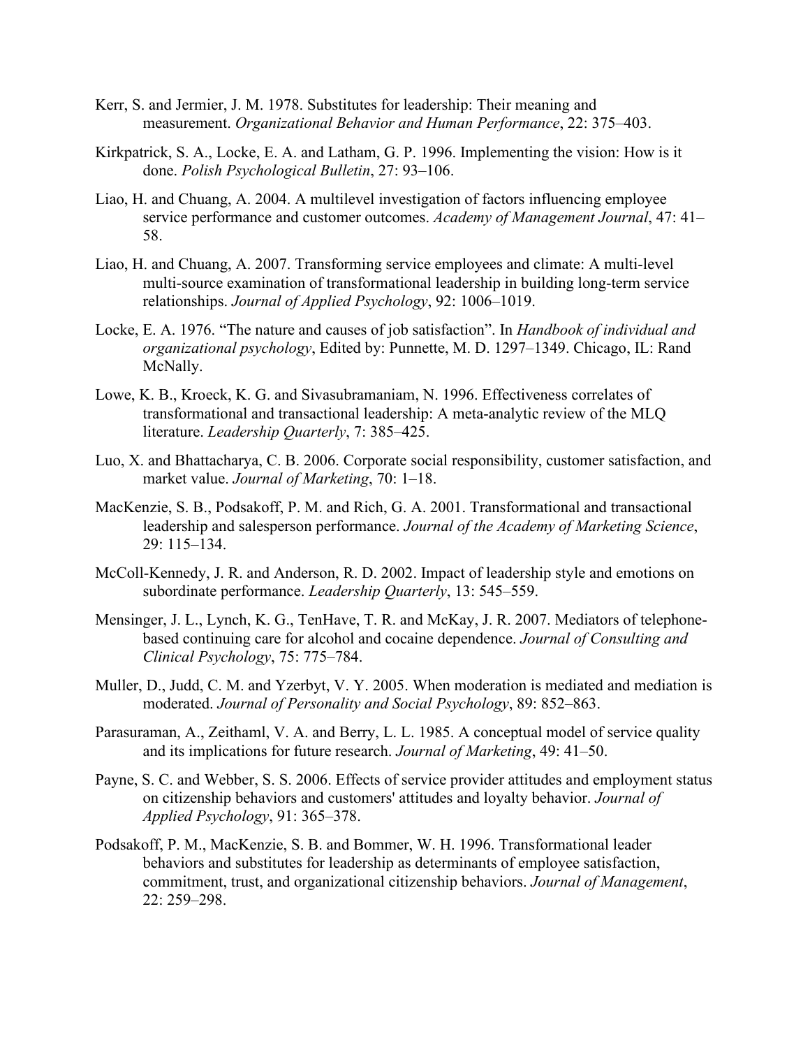Kerr, S. and Jermier, J. M. 1978. Substitutes for leadership: Their meaning and measurement. *Organizational Behavior and Human Performance*, 22: 375–403.

Kirkpatrick, S. A., Locke, E. A. and Latham, G. P. 1996. Implementing the vision: How is it done. *Polish Psychological Bulletin*, 27: 93–106.

Liao, H. and Chuang, A. 2004. A multilevel investigation of factors influencing employee service performance and customer outcomes. *Academy of Management Journal*, 47: 41–58.

Liao, H. and Chuang, A. 2007. Transforming service employees and climate: A multi-level multi-source examination of transformational leadership in building long-term service relationships. *Journal of Applied Psychology*, 92: 1006–1019.

Locke, E. A. 1976. "The nature and causes of job satisfaction". In *Handbook of individual and organizational psychology*, Edited by: Punnette, M. D. 1297–1349. Chicago, IL: Rand McNally.

Lowe, K. B., Kroeck, K. G. and Sivasubramaniam, N. 1996. Effectiveness correlates of transformational and transactional leadership: A meta-analytic review of the MLQ literature. *Leadership Quarterly*, 7: 385–425.

Luo, X. and Bhattacharya, C. B. 2006. Corporate social responsibility, customer satisfaction, and market value. *Journal of Marketing*, 70: 1–18.

MacKenzie, S. B., Podsakoff, P. M. and Rich, G. A. 2001. Transformational and transactional leadership and salesperson performance. *Journal of the Academy of Marketing Science*, 29: 115–134.

McColl-Kennedy, J. R. and Anderson, R. D. 2002. Impact of leadership style and emotions on subordinate performance. *Leadership Quarterly*, 13: 545–559.

Mensinger, J. L., Lynch, K. G., TenHave, T. R. and McKay, J. R. 2007. Mediators of telephone-based continuing care for alcohol and cocaine dependence. *Journal of Consulting and Clinical Psychology*, 75: 775–784.

Muller, D., Judd, C. M. and Yzerbyt, V. Y. 2005. When moderation is mediated and mediation is moderated. *Journal of Personality and Social Psychology*, 89: 852–863.

Parasuraman, A., Zeithaml, V. A. and Berry, L. L. 1985. A conceptual model of service quality and its implications for future research. *Journal of Marketing*, 49: 41–50.

Payne, S. C. and Webber, S. S. 2006. Effects of service provider attitudes and employment status on citizenship behaviors and customers' attitudes and loyalty behavior. *Journal of Applied Psychology*, 91: 365–378.

Podsakoff, P. M., MacKenzie, S. B. and Bommer, W. H. 1996. Transformational leader behaviors and substitutes for leadership as determinants of employee satisfaction, commitment, trust, and organizational citizenship behaviors. *Journal of Management*, 22: 259–298.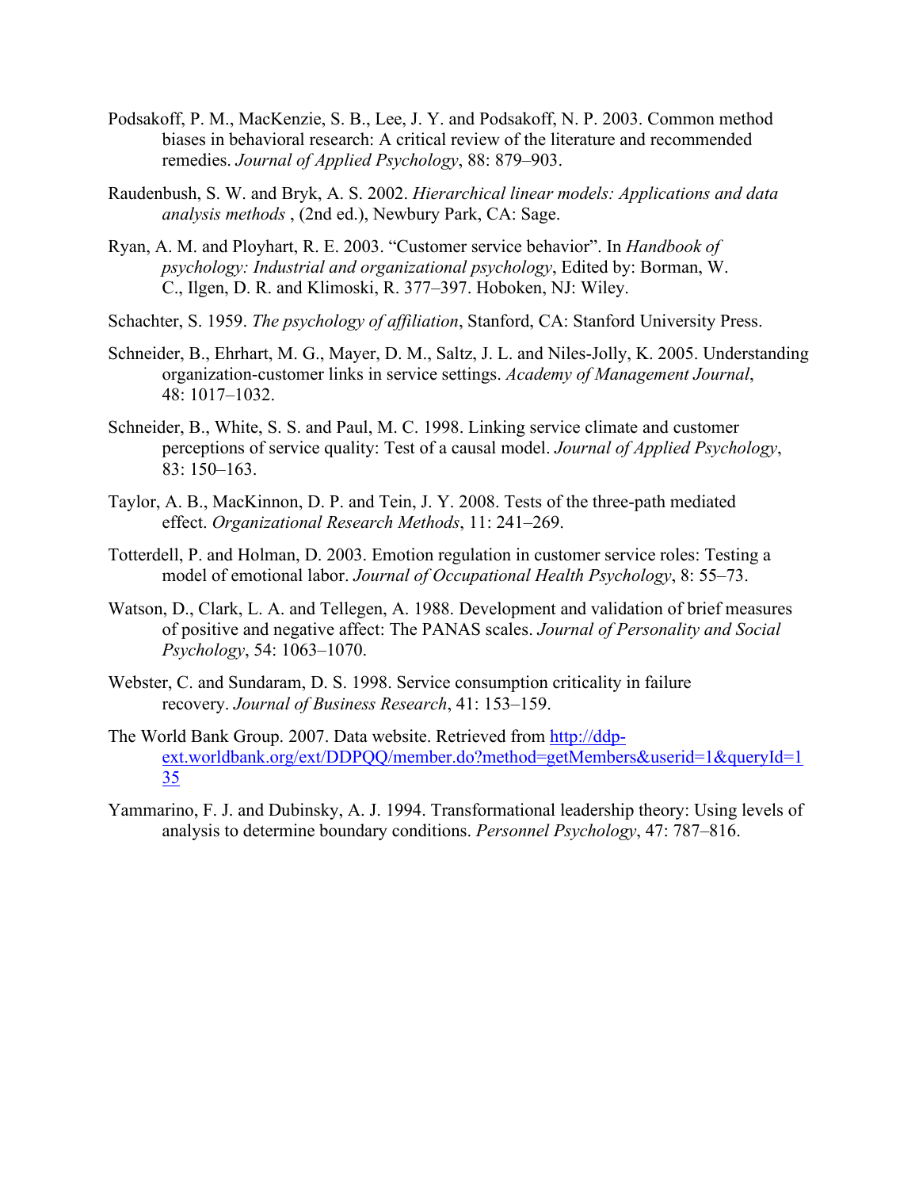Podsakoff, P. M., MacKenzie, S. B., Lee, J. Y. and Podsakoff, N. P. 2003. Common method biases in behavioral research: A critical review of the literature and recommended remedies. *Journal of Applied Psychology*, 88: 879–903.

Raudenbush, S. W. and Bryk, A. S. 2002. *Hierarchical linear models: Applications and data analysis methods* , (2nd ed.), Newbury Park, CA: Sage.

Ryan, A. M. and Ployhart, R. E. 2003. "Customer service behavior". In *Handbook of psychology: Industrial and organizational psychology*, Edited by: Borman, W. C., Ilgen, D. R. and Klimoski, R. 377–397. Hoboken, NJ: Wiley.

Schachter, S. 1959. *The psychology of affiliation*, Stanford, CA: Stanford University Press.

Schneider, B., Ehrhart, M. G., Mayer, D. M., Saltz, J. L. and Niles-Jolly, K. 2005. Understanding organization-customer links in service settings. *Academy of Management Journal*, 48: 1017–1032.

Schneider, B., White, S. S. and Paul, M. C. 1998. Linking service climate and customer perceptions of service quality: Test of a causal model. *Journal of Applied Psychology*, 83: 150–163.

Taylor, A. B., MacKinnon, D. P. and Tein, J. Y. 2008. Tests of the three-path mediated effect. *Organizational Research Methods*, 11: 241–269.

Totterdell, P. and Holman, D. 2003. Emotion regulation in customer service roles: Testing a model of emotional labor. *Journal of Occupational Health Psychology*, 8: 55–73.

Watson, D., Clark, L. A. and Tellegen, A. 1988. Development and validation of brief measures of positive and negative affect: The PANAS scales. *Journal of Personality and Social Psychology*, 54: 1063–1070.

Webster, C. and Sundaram, D. S. 1998. Service consumption criticality in failure recovery. *Journal of Business Research*, 41: 153–159.

The World Bank Group. 2007. Data website. Retrieved from http://ddp-ext.worldbank.org/ext/DDPQQ/member.do?method=getMembers&userid=1&queryId=135

Yammarino, F. J. and Dubinsky, A. J. 1994. Transformational leadership theory: Using levels of analysis to determine boundary conditions. *Personnel Psychology*, 47: 787–816.